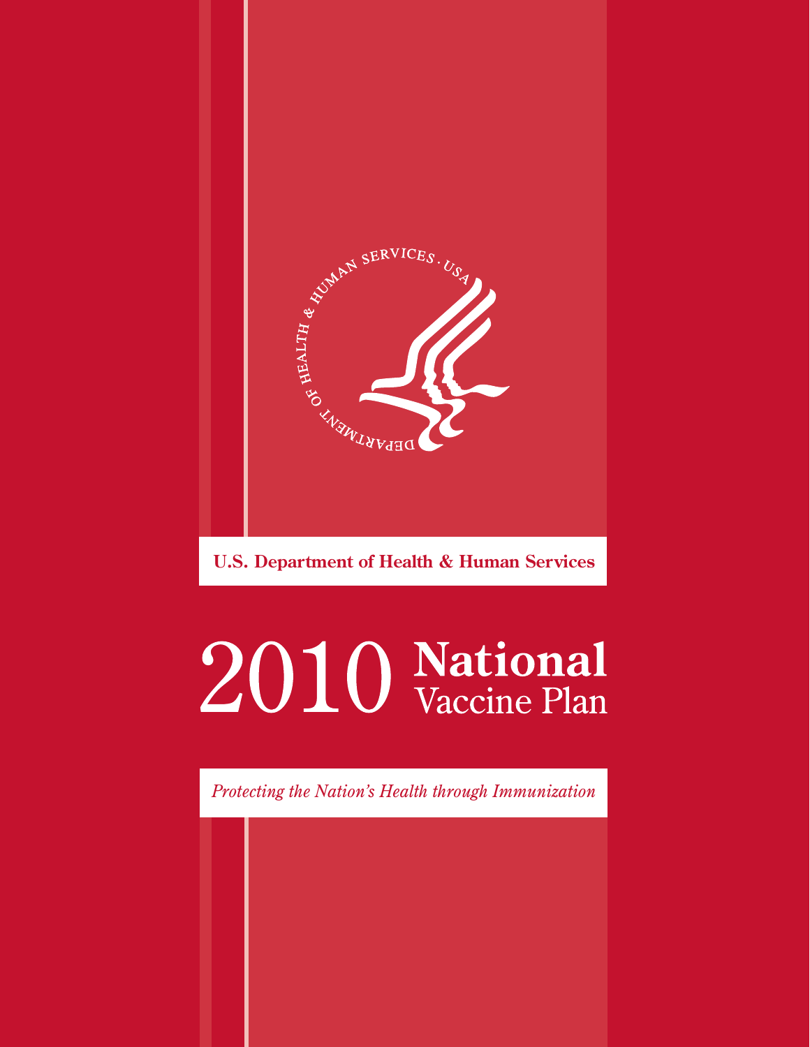U.S. Department of Health & Human Services

# 2010 National Vaccine Plan

*Protecting the Nation's Health through Immunization*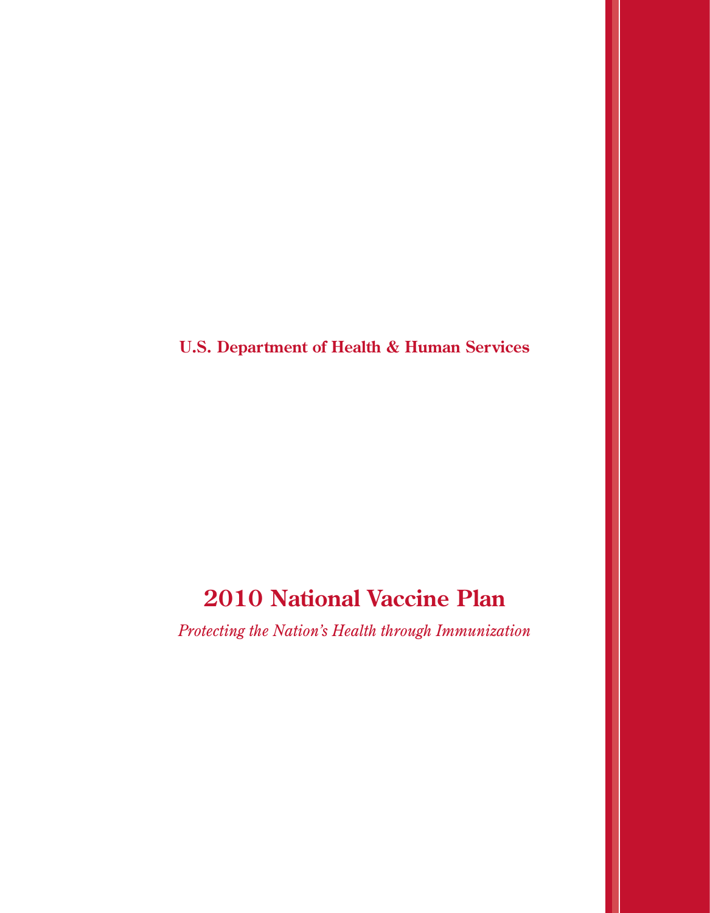**U.S. Department of Health & Human Services**

# 2010 National Vaccine Plan

*Protecting the Nation's Health through Immunization*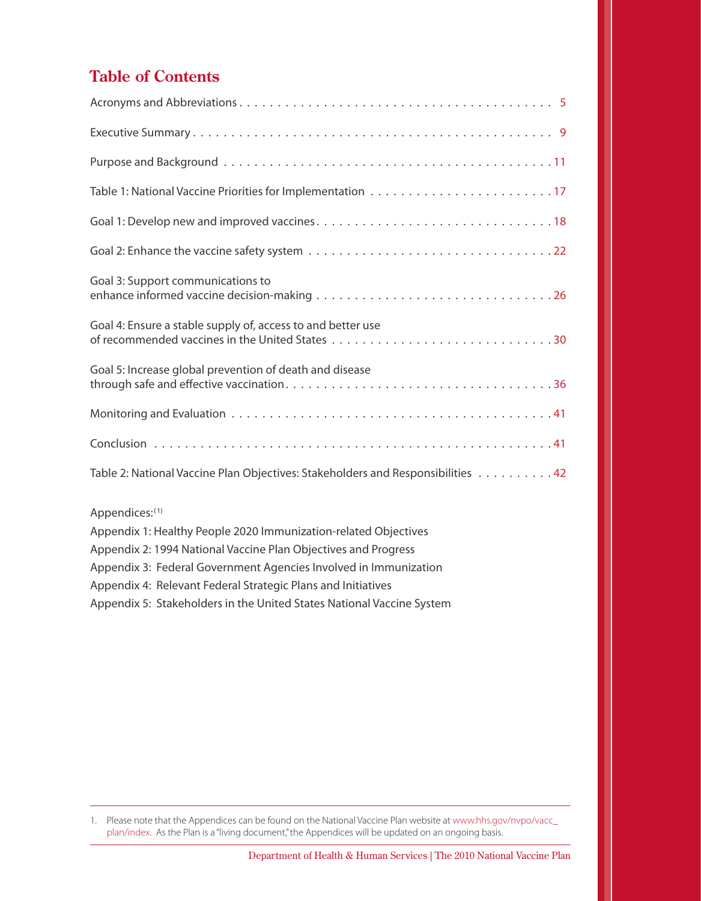## Table of Contents

| | |
|---|---|
| Acronyms and Abbreviations | 5 |
| Executive Summary | 9 |
| Purpose and Background | 11 |
| Table 1: National Vaccine Priorities for Implementation | 17 |
| Goal 1: Develop new and improved vaccines | 18 |
| Goal 2: Enhance the vaccine safety system | 22 |
| Goal 3: Support communications to enhance informed vaccine decision-making | 26 |
| Goal 4: Ensure a stable supply of, access to and better use of recommended vaccines in the United States | 30 |
| Goal 5: Increase global prevention of death and disease through safe and effective vaccination | 36 |
| Monitoring and Evaluation | 41 |
| Conclusion | 41 |
| Table 2: National Vaccine Plan Objectives: Stakeholders and Responsibilities | 42 |

Appendices:[1]

Appendix 1: Healthy People 2020 Immunization-related Objectives

Appendix 2: 1994 National Vaccine Plan Objectives and Progress

Appendix 3: Federal Government Agencies Involved in Immunization

Appendix 4: Relevant Federal Strategic Plans and Initiatives

Appendix 5: Stakeholders in the United States National Vaccine System

---

1. Please note that the Appendices can be found on the National Vaccine Plan website at www.hhs.gov/nvpo/vacc_plan/index. As the Plan is a "living document," the Appendices will be updated on an ongoing basis.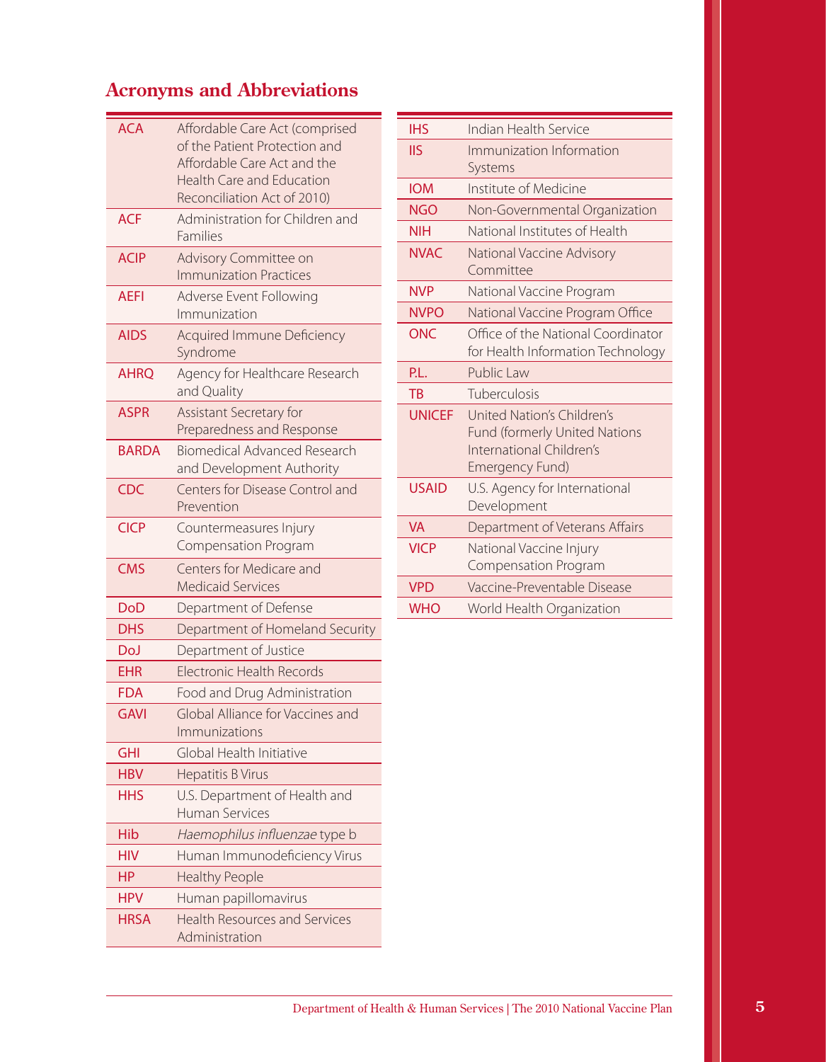## Acronyms and Abbreviations

| | |
|---|---|
| ACA | Affordable Care Act (comprised of the Patient Protection and Affordable Care Act and the Health Care and Education Reconciliation Act of 2010) |
| ACF | Administration for Children and Families |
| ACIP | Advisory Committee on Immunization Practices |
| AEFI | Adverse Event Following Immunization |
| AIDS | Acquired Immune Deficiency Syndrome |
| AHRQ | Agency for Healthcare Research and Quality |
| ASPR | Assistant Secretary for Preparedness and Response |
| BARDA | Biomedical Advanced Research and Development Authority |
| CDC | Centers for Disease Control and Prevention |
| CICP | Countermeasures Injury Compensation Program |
| CMS | Centers for Medicare and Medicaid Services |
| DoD | Department of Defense |
| DHS | Department of Homeland Security |
| DoJ | Department of Justice |
| EHR | Electronic Health Records |
| FDA | Food and Drug Administration |
| GAVI | Global Alliance for Vaccines and Immunizations |
| GHI | Global Health Initiative |
| HBV | Hepatitis B Virus |
| HHS | U.S. Department of Health and Human Services |
| Hib | *Haemophilus influenzae* type b |
| HIV | Human Immunodeficiency Virus |
| HP | Healthy People |
| HPV | Human papillomavirus |
| HRSA | Health Resources and Services Administration |
| IHS | Indian Health Service |
| IIS | Immunization Information Systems |
| IOM | Institute of Medicine |
| NGO | Non-Governmental Organization |
| NIH | National Institutes of Health |
| NVAC | National Vaccine Advisory Committee |
| NVP | National Vaccine Program |
| NVPO | National Vaccine Program Office |
| ONC | Office of the National Coordinator for Health Information Technology |
| P.L. | Public Law |
| TB | Tuberculosis |
| UNICEF | United Nation's Children's Fund (formerly United Nations International Children's Emergency Fund) |
| USAID | U.S. Agency for International Development |
| VA | Department of Veterans Affairs |
| VICP | National Vaccine Injury Compensation Program |
| VPD | Vaccine-Preventable Disease |
| WHO | World Health Organization |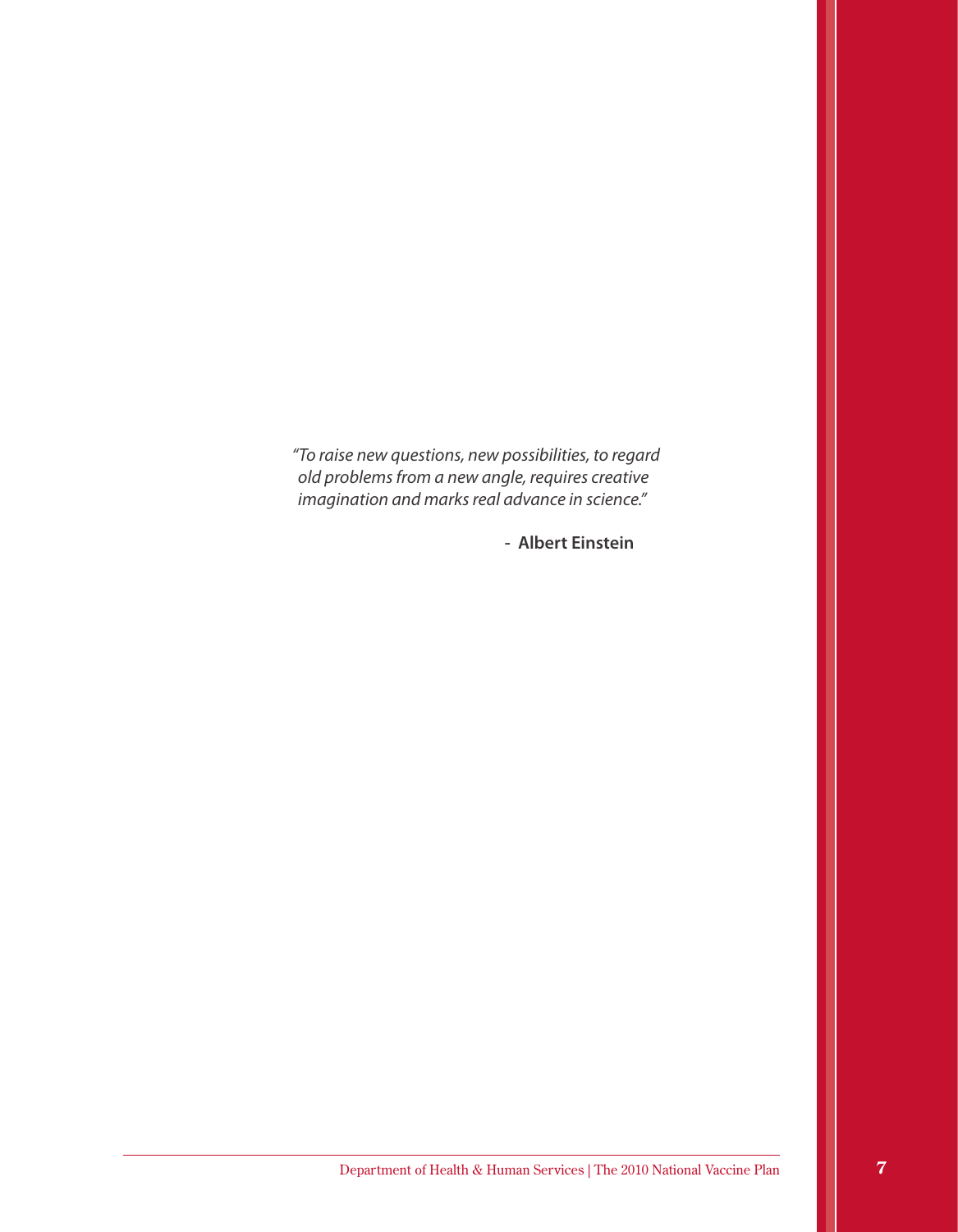*"To raise new questions, new possibilities, to regard old problems from a new angle, requires creative imagination and marks real advance in science."*

**- Albert Einstein**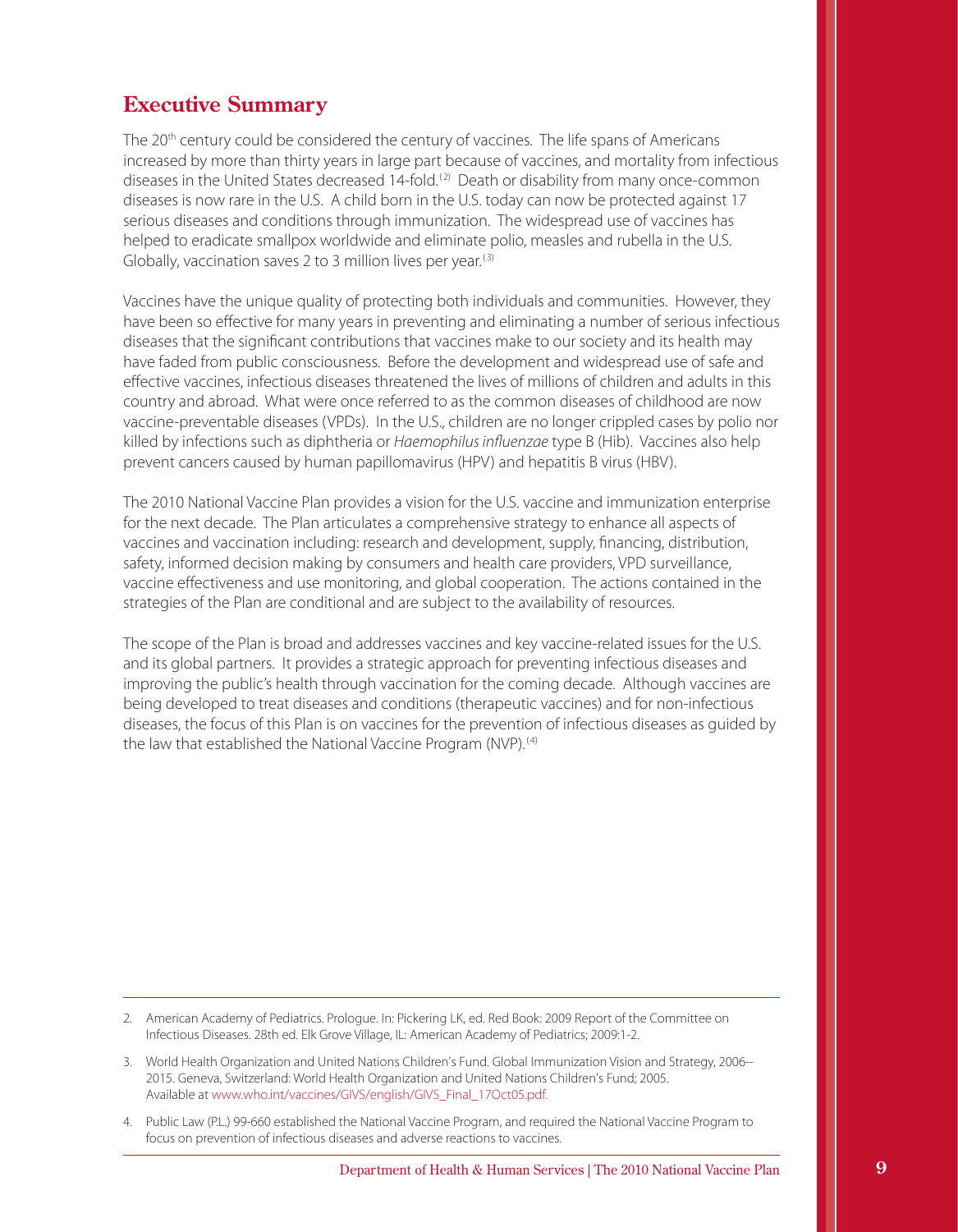## Executive Summary

The 20$^{th}$ century could be considered the century of vaccines. The life spans of Americans increased by more than thirty years in large part because of vaccines, and mortality from infectious diseases in the United States decreased 14-fold.[2] Death or disability from many once-common diseases is now rare in the U.S. A child born in the U.S. today can now be protected against 17 serious diseases and conditions through immunization. The widespread use of vaccines has helped to eradicate smallpox worldwide and eliminate polio, measles and rubella in the U.S. Globally, vaccination saves 2 to 3 million lives per year.[3]

Vaccines have the unique quality of protecting both individuals and communities. However, they have been so effective for many years in preventing and eliminating a number of serious infectious diseases that the significant contributions that vaccines make to our society and its health may have faded from public consciousness. Before the development and widespread use of safe and effective vaccines, infectious diseases threatened the lives of millions of children and adults in this country and abroad. What were once referred to as the common diseases of childhood are now vaccine-preventable diseases (VPDs). In the U.S., children are no longer crippled cases by polio nor killed by infections such as diphtheria or *Haemophilus influenzae* type B (Hib). Vaccines also help prevent cancers caused by human papillomavirus (HPV) and hepatitis B virus (HBV).

The 2010 National Vaccine Plan provides a vision for the U.S. vaccine and immunization enterprise for the next decade. The Plan articulates a comprehensive strategy to enhance all aspects of vaccines and vaccination including: research and development, supply, financing, distribution, safety, informed decision making by consumers and health care providers, VPD surveillance, vaccine effectiveness and use monitoring, and global cooperation. The actions contained in the strategies of the Plan are conditional and are subject to the availability of resources.

The scope of the Plan is broad and addresses vaccines and key vaccine-related issues for the U.S. and its global partners. It provides a strategic approach for preventing infectious diseases and improving the public's health through vaccination for the coming decade. Although vaccines are being developed to treat diseases and conditions (therapeutic vaccines) and for non-infectious diseases, the focus of this Plan is on vaccines for the prevention of infectious diseases as guided by the law that established the National Vaccine Program (NVP).[4]

---

2. American Academy of Pediatrics. Prologue. In: Pickering LK, ed. Red Book: 2009 Report of the Committee on Infectious Diseases. 28th ed. Elk Grove Village, IL: American Academy of Pediatrics; 2009:1-2.

3. World Health Organization and United Nations Children's Fund. Global Immunization Vision and Strategy, 2006--2015. Geneva, Switzerland: World Health Organization and United Nations Children's Fund; 2005. Available at www.who.int/vaccines/GIVS/english/GIVS_Final_17Oct05.pdf.

4. Public Law (P.L.) 99-660 established the National Vaccine Program, and required the National Vaccine Program to focus on prevention of infectious diseases and adverse reactions to vaccines.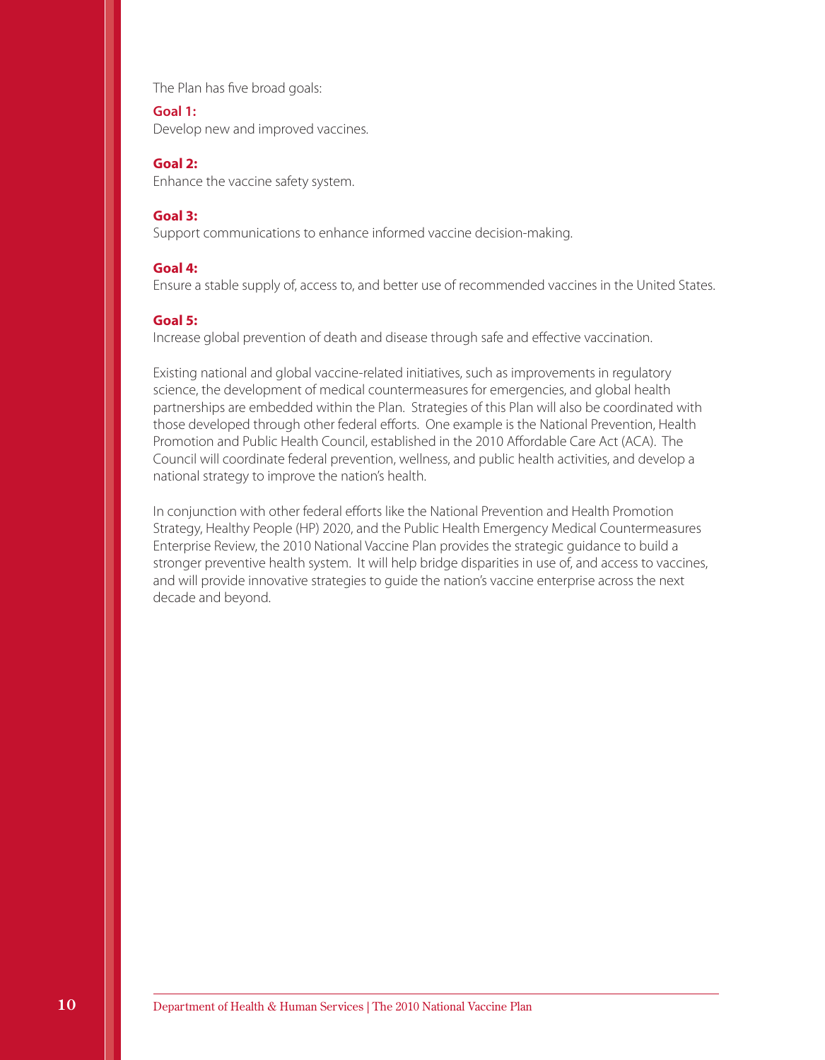The Plan has five broad goals:

**Goal 1:**
Develop new and improved vaccines.

**Goal 2:**
Enhance the vaccine safety system.

**Goal 3:**
Support communications to enhance informed vaccine decision-making.

**Goal 4:**
Ensure a stable supply of, access to, and better use of recommended vaccines in the United States.

**Goal 5:**
Increase global prevention of death and disease through safe and effective vaccination.

Existing national and global vaccine-related initiatives, such as improvements in regulatory science, the development of medical countermeasures for emergencies, and global health partnerships are embedded within the Plan. Strategies of this Plan will also be coordinated with those developed through other federal efforts. One example is the National Prevention, Health Promotion and Public Health Council, established in the 2010 Affordable Care Act (ACA). The Council will coordinate federal prevention, wellness, and public health activities, and develop a national strategy to improve the nation's health.

In conjunction with other federal efforts like the National Prevention and Health Promotion Strategy, Healthy People (HP) 2020, and the Public Health Emergency Medical Countermeasures Enterprise Review, the 2010 National Vaccine Plan provides the strategic guidance to build a stronger preventive health system. It will help bridge disparities in use of, and access to vaccines, and will provide innovative strategies to guide the nation's vaccine enterprise across the next decade and beyond.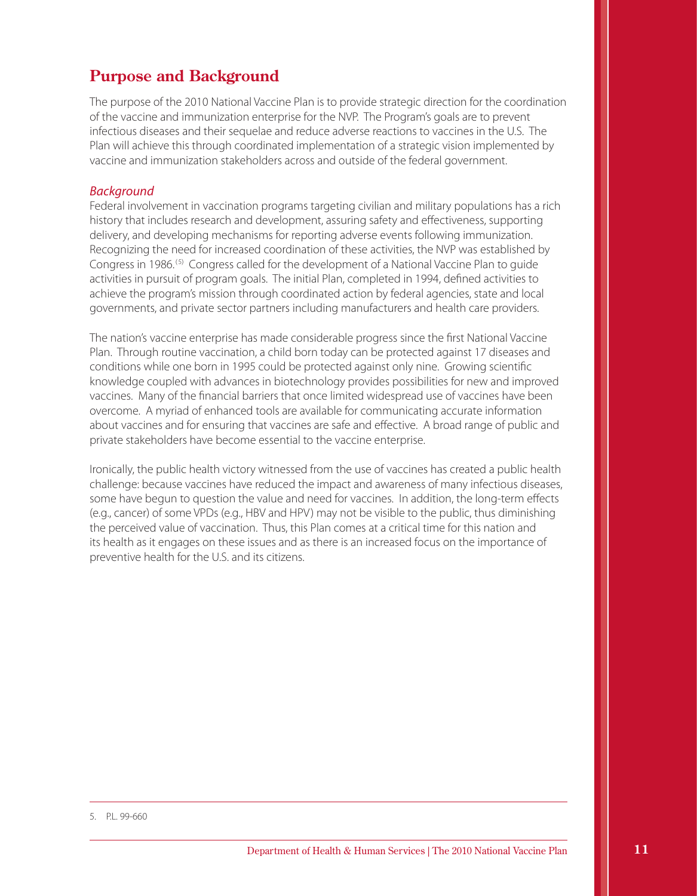## Purpose and Background

The purpose of the 2010 National Vaccine Plan is to provide strategic direction for the coordination of the vaccine and immunization enterprise for the NVP. The Program's goals are to prevent infectious diseases and their sequelae and reduce adverse reactions to vaccines in the U.S. The Plan will achieve this through coordinated implementation of a strategic vision implemented by vaccine and immunization stakeholders across and outside of the federal government.

### *Background*

Federal involvement in vaccination programs targeting civilian and military populations has a rich history that includes research and development, assuring safety and effectiveness, supporting delivery, and developing mechanisms for reporting adverse events following immunization. Recognizing the need for increased coordination of these activities, the NVP was established by Congress in 1986.[5] Congress called for the development of a National Vaccine Plan to guide activities in pursuit of program goals. The initial Plan, completed in 1994, defined activities to achieve the program's mission through coordinated action by federal agencies, state and local governments, and private sector partners including manufacturers and health care providers.

The nation's vaccine enterprise has made considerable progress since the first National Vaccine Plan. Through routine vaccination, a child born today can be protected against 17 diseases and conditions while one born in 1995 could be protected against only nine. Growing scientific knowledge coupled with advances in biotechnology provides possibilities for new and improved vaccines. Many of the financial barriers that once limited widespread use of vaccines have been overcome. A myriad of enhanced tools are available for communicating accurate information about vaccines and for ensuring that vaccines are safe and effective. A broad range of public and private stakeholders have become essential to the vaccine enterprise.

Ironically, the public health victory witnessed from the use of vaccines has created a public health challenge: because vaccines have reduced the impact and awareness of many infectious diseases, some have begun to question the value and need for vaccines. In addition, the long-term effects (e.g., cancer) of some VPDs (e.g., HBV and HPV) may not be visible to the public, thus diminishing the perceived value of vaccination. Thus, this Plan comes at a critical time for this nation and its health as it engages on these issues and as there is an increased focus on the importance of preventive health for the U.S. and its citizens.

---

5. P.L. 99-660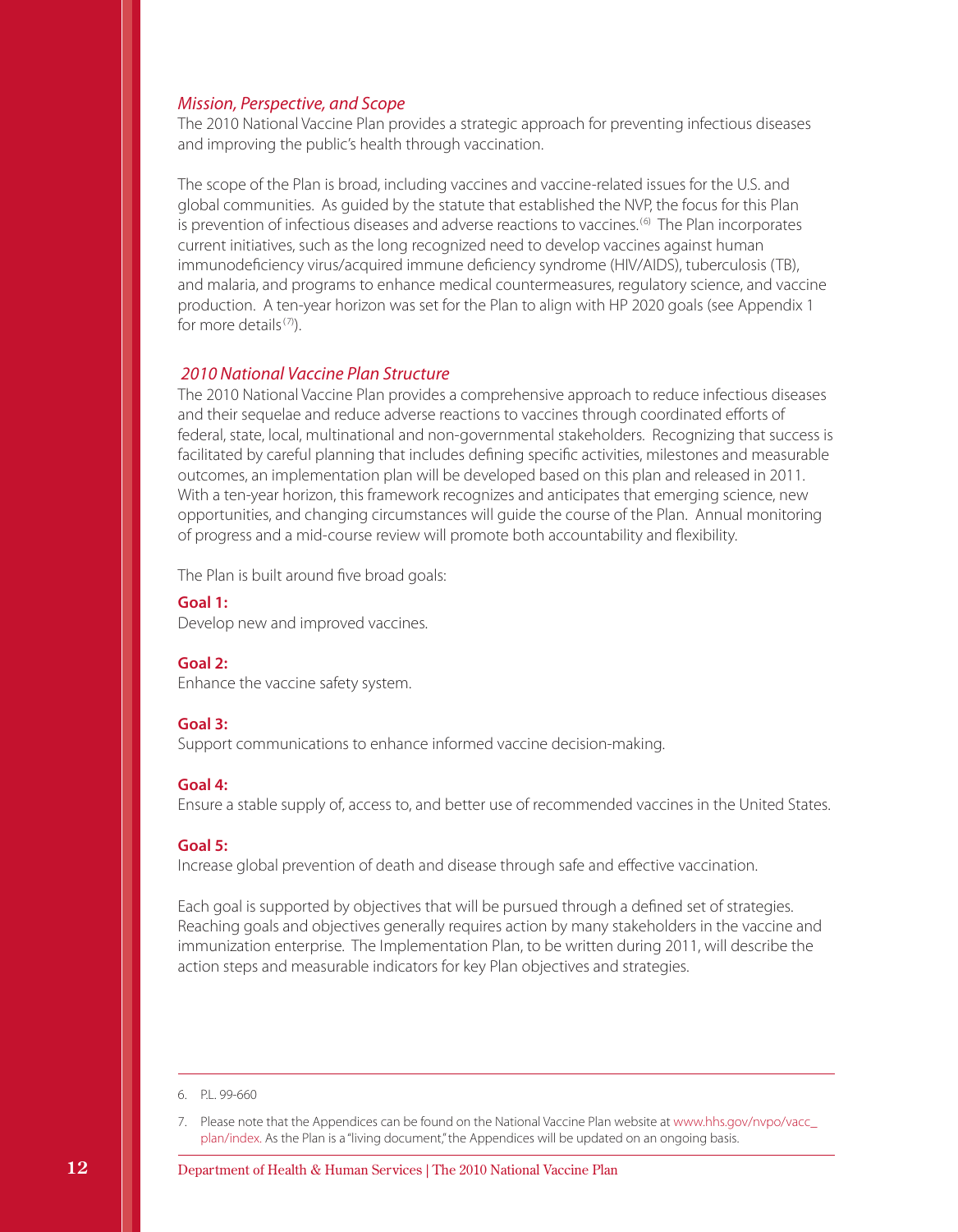### *Mission, Perspective, and Scope*

The 2010 National Vaccine Plan provides a strategic approach for preventing infectious diseases and improving the public's health through vaccination.

The scope of the Plan is broad, including vaccines and vaccine-related issues for the U.S. and global communities. As guided by the statute that established the NVP, the focus for this Plan is prevention of infectious diseases and adverse reactions to vaccines.[6] The Plan incorporates current initiatives, such as the long recognized need to develop vaccines against human immunodeficiency virus/acquired immune deficiency syndrome (HIV/AIDS), tuberculosis (TB), and malaria, and programs to enhance medical countermeasures, regulatory science, and vaccine production. A ten-year horizon was set for the Plan to align with HP 2020 goals (see Appendix 1 for more details[7]).

### *2010 National Vaccine Plan Structure*

The 2010 National Vaccine Plan provides a comprehensive approach to reduce infectious diseases and their sequelae and reduce adverse reactions to vaccines through coordinated efforts of federal, state, local, multinational and non-governmental stakeholders. Recognizing that success is facilitated by careful planning that includes defining specific activities, milestones and measurable outcomes, an implementation plan will be developed based on this plan and released in 2011. With a ten-year horizon, this framework recognizes and anticipates that emerging science, new opportunities, and changing circumstances will guide the course of the Plan. Annual monitoring of progress and a mid-course review will promote both accountability and flexibility.

The Plan is built around five broad goals:

**Goal 1:**
Develop new and improved vaccines.

**Goal 2:**
Enhance the vaccine safety system.

**Goal 3:**
Support communications to enhance informed vaccine decision-making.

**Goal 4:**
Ensure a stable supply of, access to, and better use of recommended vaccines in the United States.

**Goal 5:**
Increase global prevention of death and disease through safe and effective vaccination.

Each goal is supported by objectives that will be pursued through a defined set of strategies. Reaching goals and objectives generally requires action by many stakeholders in the vaccine and immunization enterprise. The Implementation Plan, to be written during 2011, will describe the action steps and measurable indicators for key Plan objectives and strategies.

---

6. P.L. 99-660

7. Please note that the Appendices can be found on the National Vaccine Plan website at www.hhs.gov/nvpo/vacc_plan/index. As the Plan is a "living document," the Appendices will be updated on an ongoing basis.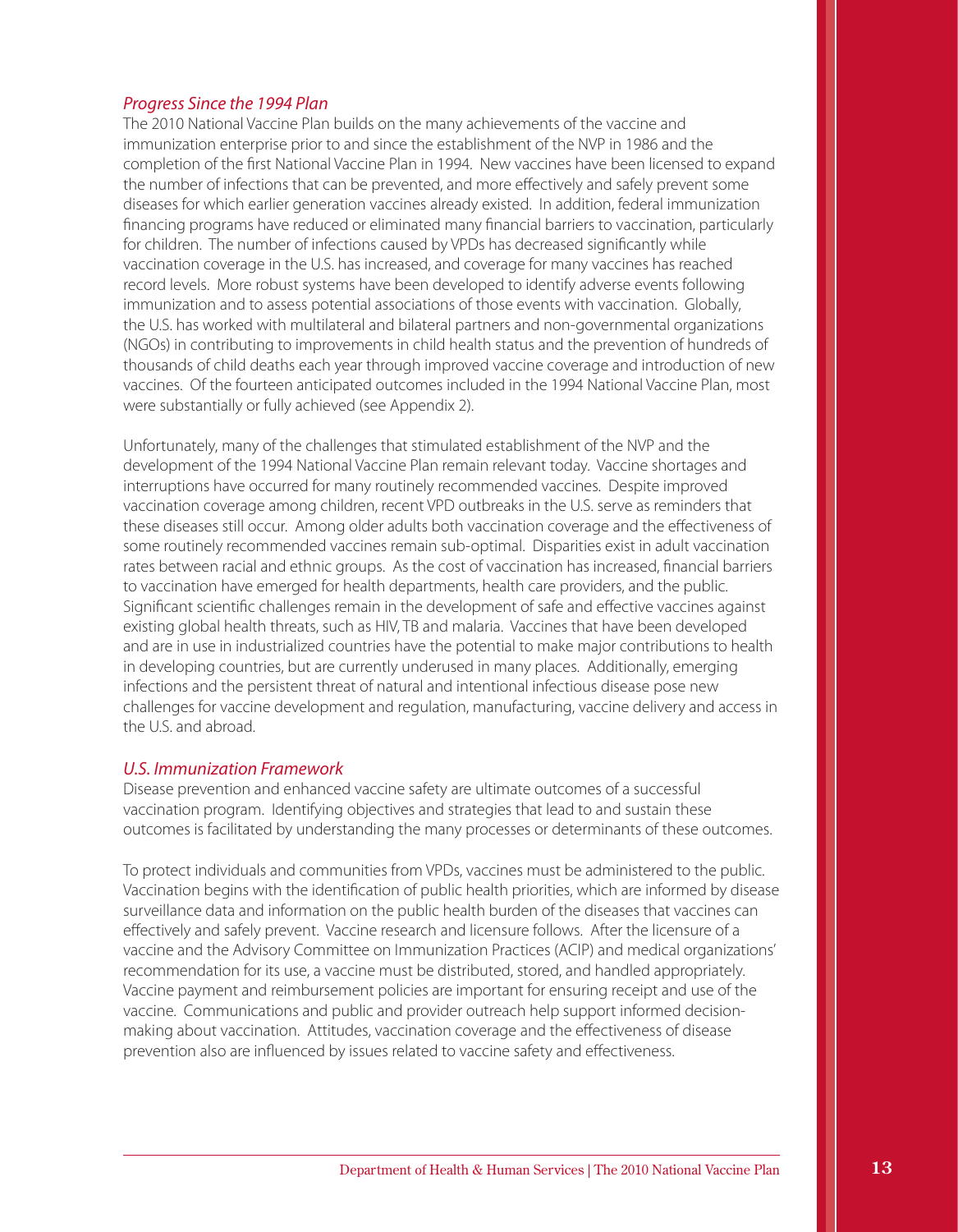### *Progress Since the 1994 Plan*

The 2010 National Vaccine Plan builds on the many achievements of the vaccine and immunization enterprise prior to and since the establishment of the NVP in 1986 and the completion of the first National Vaccine Plan in 1994. New vaccines have been licensed to expand the number of infections that can be prevented, and more effectively and safely prevent some diseases for which earlier generation vaccines already existed. In addition, federal immunization financing programs have reduced or eliminated many financial barriers to vaccination, particularly for children. The number of infections caused by VPDs has decreased significantly while vaccination coverage in the U.S. has increased, and coverage for many vaccines has reached record levels. More robust systems have been developed to identify adverse events following immunization and to assess potential associations of those events with vaccination. Globally, the U.S. has worked with multilateral and bilateral partners and non-governmental organizations (NGOs) in contributing to improvements in child health status and the prevention of hundreds of thousands of child deaths each year through improved vaccine coverage and introduction of new vaccines. Of the fourteen anticipated outcomes included in the 1994 National Vaccine Plan, most were substantially or fully achieved (see Appendix 2).

Unfortunately, many of the challenges that stimulated establishment of the NVP and the development of the 1994 National Vaccine Plan remain relevant today. Vaccine shortages and interruptions have occurred for many routinely recommended vaccines. Despite improved vaccination coverage among children, recent VPD outbreaks in the U.S. serve as reminders that these diseases still occur. Among older adults both vaccination coverage and the effectiveness of some routinely recommended vaccines remain sub-optimal. Disparities exist in adult vaccination rates between racial and ethnic groups. As the cost of vaccination has increased, financial barriers to vaccination have emerged for health departments, health care providers, and the public. Significant scientific challenges remain in the development of safe and effective vaccines against existing global health threats, such as HIV, TB and malaria. Vaccines that have been developed and are in use in industrialized countries have the potential to make major contributions to health in developing countries, but are currently underused in many places. Additionally, emerging infections and the persistent threat of natural and intentional infectious disease pose new challenges for vaccine development and regulation, manufacturing, vaccine delivery and access in the U.S. and abroad.

### *U.S. Immunization Framework*

Disease prevention and enhanced vaccine safety are ultimate outcomes of a successful vaccination program. Identifying objectives and strategies that lead to and sustain these outcomes is facilitated by understanding the many processes or determinants of these outcomes.

To protect individuals and communities from VPDs, vaccines must be administered to the public. Vaccination begins with the identification of public health priorities, which are informed by disease surveillance data and information on the public health burden of the diseases that vaccines can effectively and safely prevent. Vaccine research and licensure follows. After the licensure of a vaccine and the Advisory Committee on Immunization Practices (ACIP) and medical organizations' recommendation for its use, a vaccine must be distributed, stored, and handled appropriately. Vaccine payment and reimbursement policies are important for ensuring receipt and use of the vaccine. Communications and public and provider outreach help support informed decision-making about vaccination. Attitudes, vaccination coverage and the effectiveness of disease prevention also are influenced by issues related to vaccine safety and effectiveness.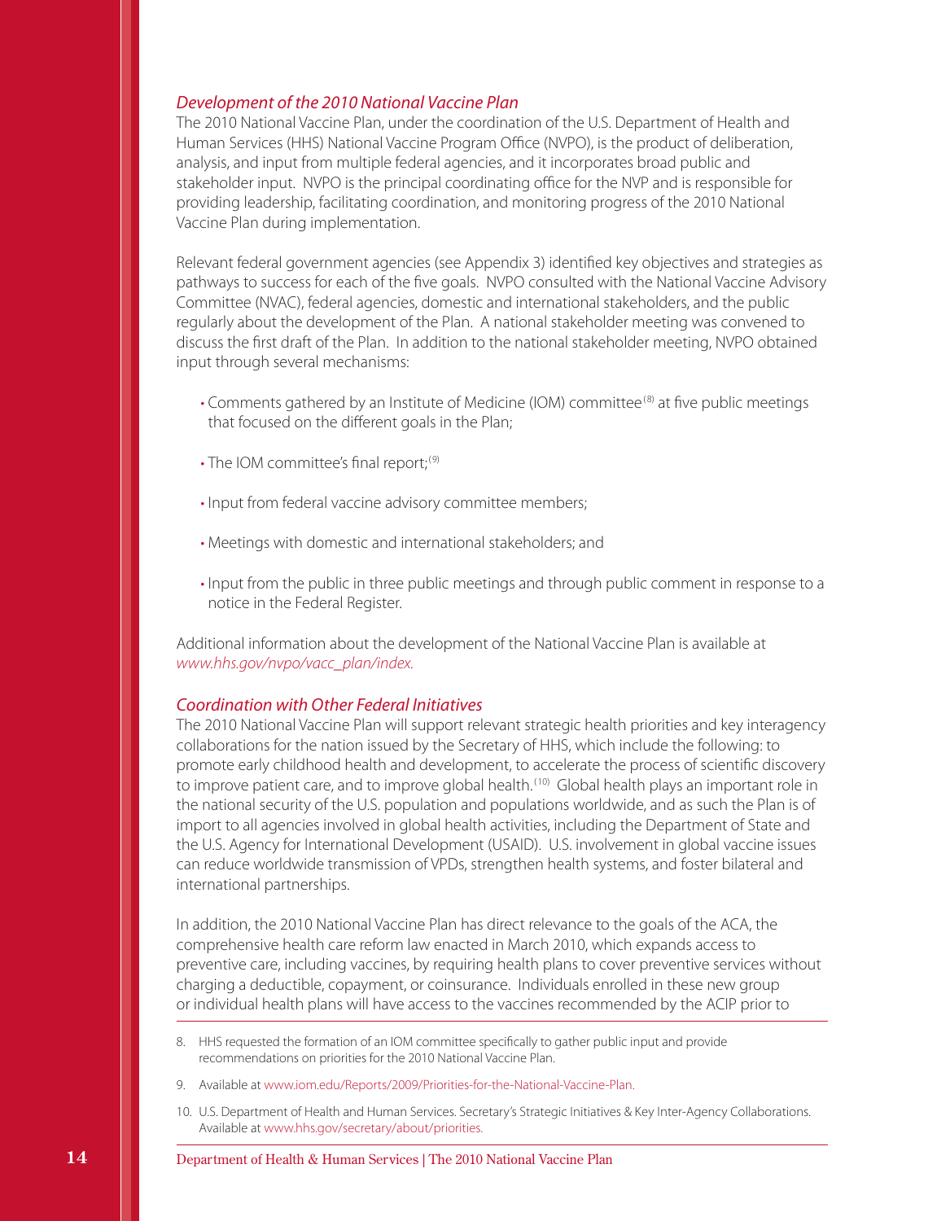### *Development of the 2010 National Vaccine Plan*

The 2010 National Vaccine Plan, under the coordination of the U.S. Department of Health and Human Services (HHS) National Vaccine Program Office (NVPO), is the product of deliberation, analysis, and input from multiple federal agencies, and it incorporates broad public and stakeholder input. NVPO is the principal coordinating office for the NVP and is responsible for providing leadership, facilitating coordination, and monitoring progress of the 2010 National Vaccine Plan during implementation.

Relevant federal government agencies (see Appendix 3) identified key objectives and strategies as pathways to success for each of the five goals. NVPO consulted with the National Vaccine Advisory Committee (NVAC), federal agencies, domestic and international stakeholders, and the public regularly about the development of the Plan. A national stakeholder meeting was convened to discuss the first draft of the Plan. In addition to the national stakeholder meeting, NVPO obtained input through several mechanisms:

- Comments gathered by an Institute of Medicine (IOM) committee[8] at five public meetings that focused on the different goals in the Plan;
- The IOM committee's final report;[9]
- Input from federal vaccine advisory committee members;
- Meetings with domestic and international stakeholders; and
- Input from the public in three public meetings and through public comment in response to a notice in the Federal Register.

Additional information about the development of the National Vaccine Plan is available at *www.hhs.gov/nvpo/vacc_plan/index.*

### *Coordination with Other Federal Initiatives*

The 2010 National Vaccine Plan will support relevant strategic health priorities and key interagency collaborations for the nation issued by the Secretary of HHS, which include the following: to promote early childhood health and development, to accelerate the process of scientific discovery to improve patient care, and to improve global health.[10] Global health plays an important role in the national security of the U.S. population and populations worldwide, and as such the Plan is of import to all agencies involved in global health activities, including the Department of State and the U.S. Agency for International Development (USAID). U.S. involvement in global vaccine issues can reduce worldwide transmission of VPDs, strengthen health systems, and foster bilateral and international partnerships.

In addition, the 2010 National Vaccine Plan has direct relevance to the goals of the ACA, the comprehensive health care reform law enacted in March 2010, which expands access to preventive care, including vaccines, by requiring health plans to cover preventive services without charging a deductible, copayment, or coinsurance. Individuals enrolled in these new group or individual health plans will have access to the vaccines recommended by the ACIP prior to

---

8. HHS requested the formation of an IOM committee specifically to gather public input and provide recommendations on priorities for the 2010 National Vaccine Plan.

9. Available at www.iom.edu/Reports/2009/Priorities-for-the-National-Vaccine-Plan.

10. U.S. Department of Health and Human Services. Secretary's Strategic Initiatives & Key Inter-Agency Collaborations. Available at www.hhs.gov/secretary/about/priorities.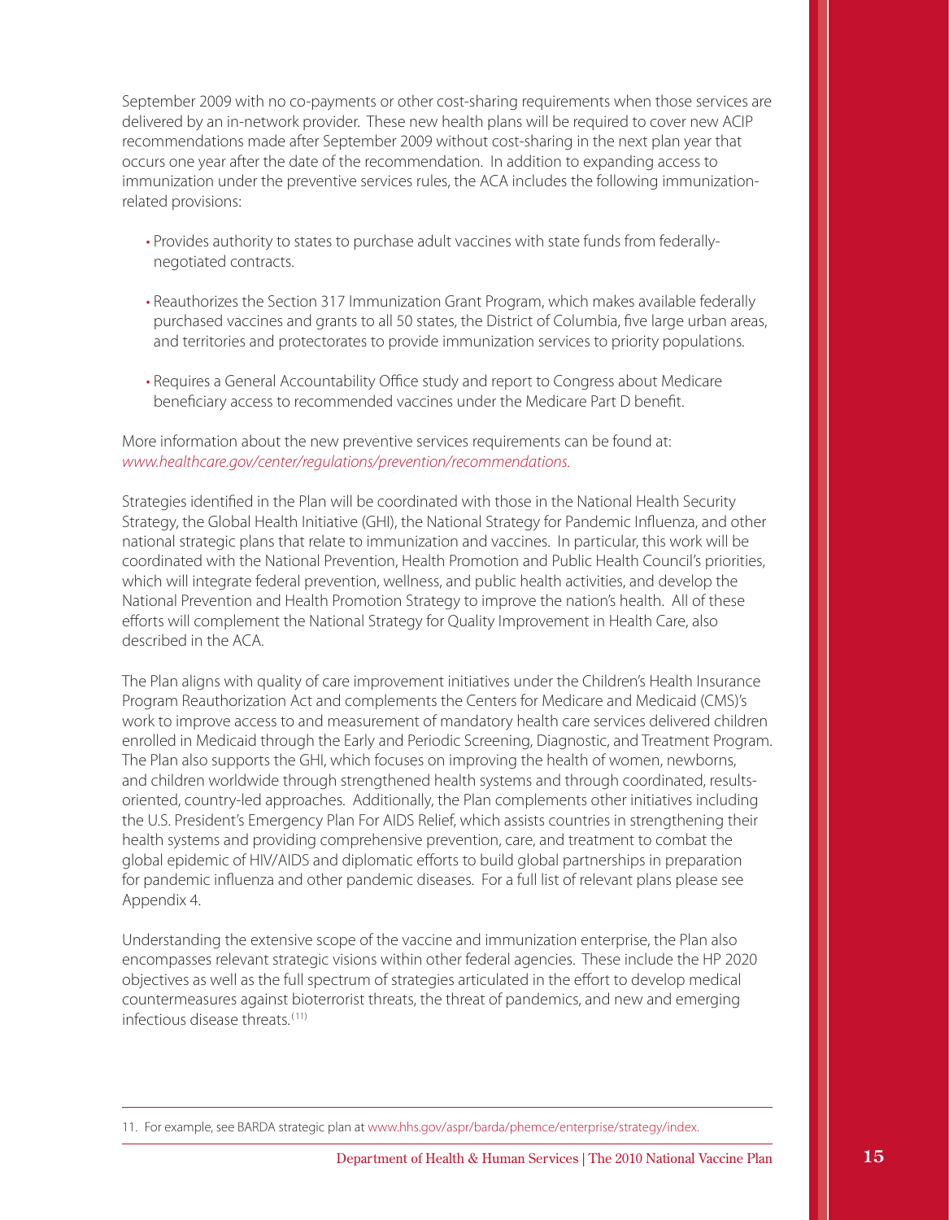September 2009 with no co-payments or other cost-sharing requirements when those services are delivered by an in-network provider. These new health plans will be required to cover new ACIP recommendations made after September 2009 without cost-sharing in the next plan year that occurs one year after the date of the recommendation. In addition to expanding access to immunization under the preventive services rules, the ACA includes the following immunization-related provisions:

- Provides authority to states to purchase adult vaccines with state funds from federally-negotiated contracts.
- Reauthorizes the Section 317 Immunization Grant Program, which makes available federally purchased vaccines and grants to all 50 states, the District of Columbia, five large urban areas, and territories and protectorates to provide immunization services to priority populations.
- Requires a General Accountability Office study and report to Congress about Medicare beneficiary access to recommended vaccines under the Medicare Part D benefit.

More information about the new preventive services requirements can be found at: *www.healthcare.gov/center/regulations/prevention/recommendations.*

Strategies identified in the Plan will be coordinated with those in the National Health Security Strategy, the Global Health Initiative (GHI), the National Strategy for Pandemic Influenza, and other national strategic plans that relate to immunization and vaccines. In particular, this work will be coordinated with the National Prevention, Health Promotion and Public Health Council's priorities, which will integrate federal prevention, wellness, and public health activities, and develop the National Prevention and Health Promotion Strategy to improve the nation's health. All of these efforts will complement the National Strategy for Quality Improvement in Health Care, also described in the ACA.

The Plan aligns with quality of care improvement initiatives under the Children's Health Insurance Program Reauthorization Act and complements the Centers for Medicare and Medicaid (CMS)'s work to improve access to and measurement of mandatory health care services delivered children enrolled in Medicaid through the Early and Periodic Screening, Diagnostic, and Treatment Program. The Plan also supports the GHI, which focuses on improving the health of women, newborns, and children worldwide through strengthened health systems and through coordinated, results-oriented, country-led approaches. Additionally, the Plan complements other initiatives including the U.S. President's Emergency Plan For AIDS Relief, which assists countries in strengthening their health systems and providing comprehensive prevention, care, and treatment to combat the global epidemic of HIV/AIDS and diplomatic efforts to build global partnerships in preparation for pandemic influenza and other pandemic diseases. For a full list of relevant plans please see Appendix 4.

Understanding the extensive scope of the vaccine and immunization enterprise, the Plan also encompasses relevant strategic visions within other federal agencies. These include the HP 2020 objectives as well as the full spectrum of strategies articulated in the effort to develop medical countermeasures against bioterrorist threats, the threat of pandemics, and new and emerging infectious disease threats.[11]

---

11. For example, see BARDA strategic plan at www.hhs.gov/aspr/barda/phemce/enterprise/strategy/index.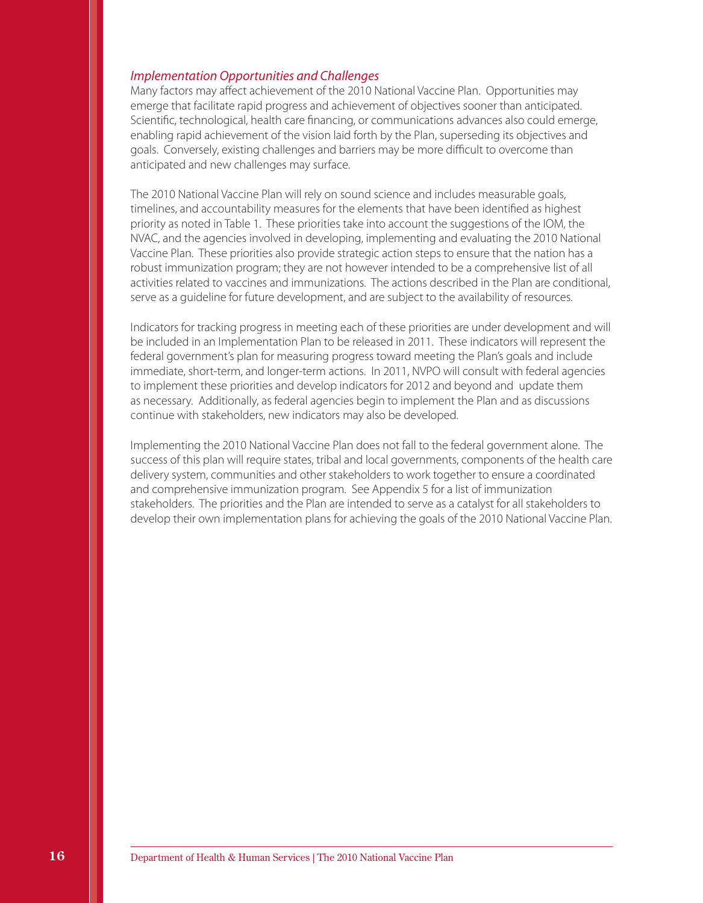### *Implementation Opportunities and Challenges*

Many factors may affect achievement of the 2010 National Vaccine Plan. Opportunities may emerge that facilitate rapid progress and achievement of objectives sooner than anticipated. Scientific, technological, health care financing, or communications advances also could emerge, enabling rapid achievement of the vision laid forth by the Plan, superseding its objectives and goals. Conversely, existing challenges and barriers may be more difficult to overcome than anticipated and new challenges may surface.

The 2010 National Vaccine Plan will rely on sound science and includes measurable goals, timelines, and accountability measures for the elements that have been identified as highest priority as noted in Table 1. These priorities take into account the suggestions of the IOM, the NVAC, and the agencies involved in developing, implementing and evaluating the 2010 National Vaccine Plan. These priorities also provide strategic action steps to ensure that the nation has a robust immunization program; they are not however intended to be a comprehensive list of all activities related to vaccines and immunizations. The actions described in the Plan are conditional, serve as a guideline for future development, and are subject to the availability of resources.

Indicators for tracking progress in meeting each of these priorities are under development and will be included in an Implementation Plan to be released in 2011. These indicators will represent the federal government's plan for measuring progress toward meeting the Plan's goals and include immediate, short-term, and longer-term actions. In 2011, NVPO will consult with federal agencies to implement these priorities and develop indicators for 2012 and beyond and update them as necessary. Additionally, as federal agencies begin to implement the Plan and as discussions continue with stakeholders, new indicators may also be developed.

Implementing the 2010 National Vaccine Plan does not fall to the federal government alone. The success of this plan will require states, tribal and local governments, components of the health care delivery system, communities and other stakeholders to work together to ensure a coordinated and comprehensive immunization program. See Appendix 5 for a list of immunization stakeholders. The priorities and the Plan are intended to serve as a catalyst for all stakeholders to develop their own implementation plans for achieving the goals of the 2010 National Vaccine Plan.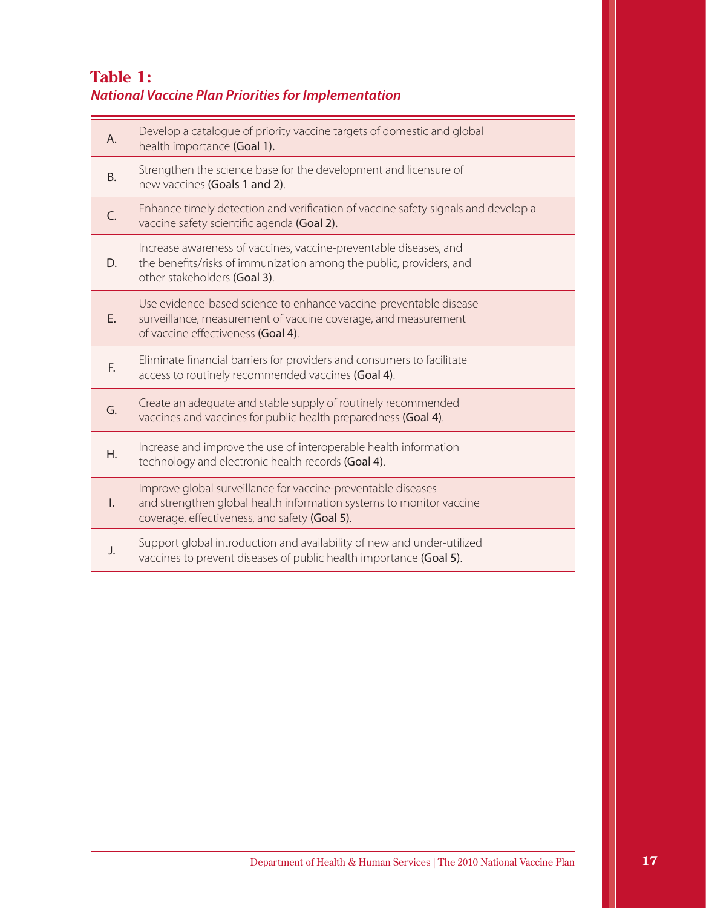## **Table 1:**
### ***National Vaccine Plan Priorities for Implementation***

| | |
|---|---|
| A. | Develop a catalogue of priority vaccine targets of domestic and global health importance **(Goal 1).** |
| B. | Strengthen the science base for the development and licensure of new vaccines **(Goals 1 and 2)**. |
| C. | Enhance timely detection and verification of vaccine safety signals and develop a vaccine safety scientific agenda **(Goal 2).** |
| D. | Increase awareness of vaccines, vaccine-preventable diseases, and the benefits/risks of immunization among the public, providers, and other stakeholders **(Goal 3)**. |
| E. | Use evidence-based science to enhance vaccine-preventable disease surveillance, measurement of vaccine coverage, and measurement of vaccine effectiveness **(Goal 4)**. |
| F. | Eliminate financial barriers for providers and consumers to facilitate access to routinely recommended vaccines **(Goal 4)**. |
| G. | Create an adequate and stable supply of routinely recommended vaccines and vaccines for public health preparedness **(Goal 4)**. |
| H. | Increase and improve the use of interoperable health information technology and electronic health records **(Goal 4)**. |
| I. | Improve global surveillance for vaccine-preventable diseases and strengthen global health information systems to monitor vaccine coverage, effectiveness, and safety **(Goal 5)**. |
| J. | Support global introduction and availability of new and under-utilized vaccines to prevent diseases of public health importance **(Goal 5)**. |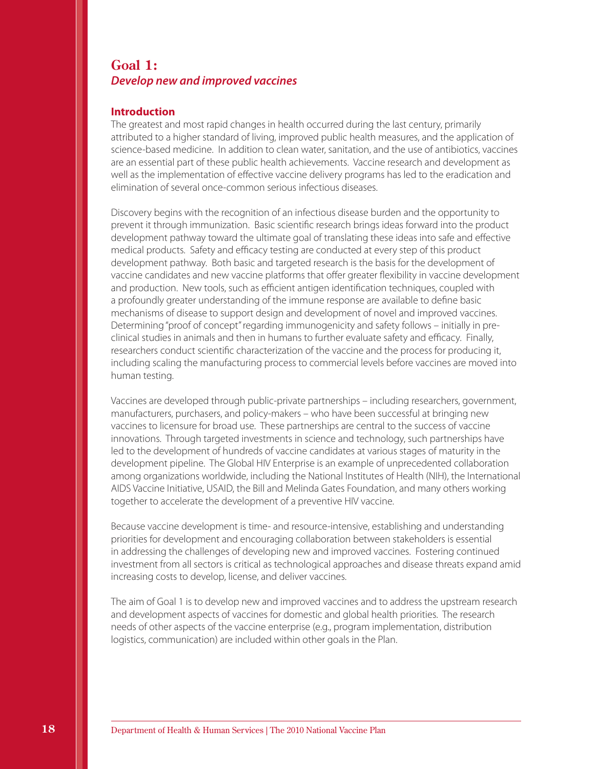# Goal 1:
## *Develop new and improved vaccines*

### Introduction

The greatest and most rapid changes in health occurred during the last century, primarily attributed to a higher standard of living, improved public health measures, and the application of science-based medicine. In addition to clean water, sanitation, and the use of antibiotics, vaccines are an essential part of these public health achievements. Vaccine research and development as well as the implementation of effective vaccine delivery programs has led to the eradication and elimination of several once-common serious infectious diseases.

Discovery begins with the recognition of an infectious disease burden and the opportunity to prevent it through immunization. Basic scientific research brings ideas forward into the product development pathway toward the ultimate goal of translating these ideas into safe and effective medical products. Safety and efficacy testing are conducted at every step of this product development pathway. Both basic and targeted research is the basis for the development of vaccine candidates and new vaccine platforms that offer greater flexibility in vaccine development and production. New tools, such as efficient antigen identification techniques, coupled with a profoundly greater understanding of the immune response are available to define basic mechanisms of disease to support design and development of novel and improved vaccines. Determining "proof of concept" regarding immunogenicity and safety follows – initially in pre-clinical studies in animals and then in humans to further evaluate safety and efficacy. Finally, researchers conduct scientific characterization of the vaccine and the process for producing it, including scaling the manufacturing process to commercial levels before vaccines are moved into human testing.

Vaccines are developed through public-private partnerships – including researchers, government, manufacturers, purchasers, and policy-makers – who have been successful at bringing new vaccines to licensure for broad use. These partnerships are central to the success of vaccine innovations. Through targeted investments in science and technology, such partnerships have led to the development of hundreds of vaccine candidates at various stages of maturity in the development pipeline. The Global HIV Enterprise is an example of unprecedented collaboration among organizations worldwide, including the National Institutes of Health (NIH), the International AIDS Vaccine Initiative, USAID, the Bill and Melinda Gates Foundation, and many others working together to accelerate the development of a preventive HIV vaccine.

Because vaccine development is time- and resource-intensive, establishing and understanding priorities for development and encouraging collaboration between stakeholders is essential in addressing the challenges of developing new and improved vaccines. Fostering continued investment from all sectors is critical as technological approaches and disease threats expand amid increasing costs to develop, license, and deliver vaccines.

The aim of Goal 1 is to develop new and improved vaccines and to address the upstream research and development aspects of vaccines for domestic and global health priorities. The research needs of other aspects of the vaccine enterprise (e.g., program implementation, distribution logistics, communication) are included within other goals in the Plan.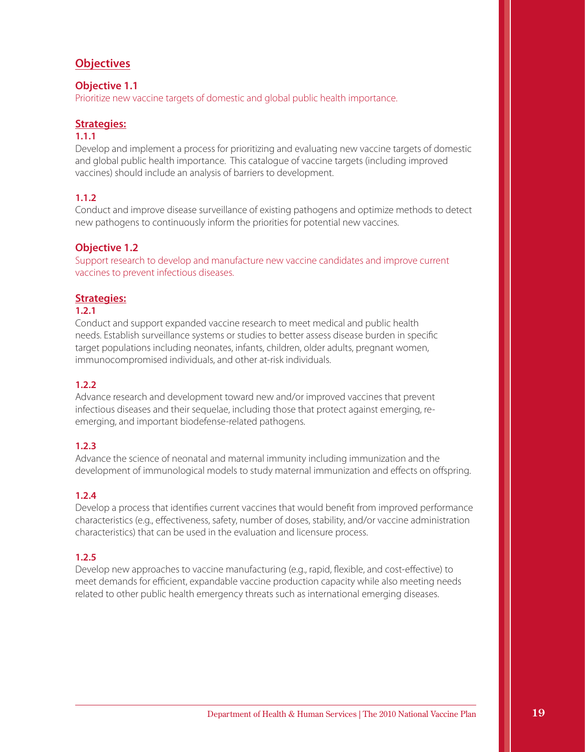## Objectives

### Objective 1.1

Prioritize new vaccine targets of domestic and global public health importance.

**Strategies:**

**1.1.1**

Develop and implement a process for prioritizing and evaluating new vaccine targets of domestic and global public health importance. This catalogue of vaccine targets (including improved vaccines) should include an analysis of barriers to development.

**1.1.2**

Conduct and improve disease surveillance of existing pathogens and optimize methods to detect new pathogens to continuously inform the priorities for potential new vaccines.

### Objective 1.2

Support research to develop and manufacture new vaccine candidates and improve current vaccines to prevent infectious diseases.

**Strategies:**

**1.2.1**

Conduct and support expanded vaccine research to meet medical and public health needs. Establish surveillance systems or studies to better assess disease burden in specific target populations including neonates, infants, children, older adults, pregnant women, immunocompromised individuals, and other at-risk individuals.

**1.2.2**

Advance research and development toward new and/or improved vaccines that prevent infectious diseases and their sequelae, including those that protect against emerging, re-emerging, and important biodefense-related pathogens.

**1.2.3**

Advance the science of neonatal and maternal immunity including immunization and the development of immunological models to study maternal immunization and effects on offspring.

**1.2.4**

Develop a process that identifies current vaccines that would benefit from improved performance characteristics (e.g., effectiveness, safety, number of doses, stability, and/or vaccine administration characteristics) that can be used in the evaluation and licensure process.

**1.2.5**

Develop new approaches to vaccine manufacturing (e.g., rapid, flexible, and cost-effective) to meet demands for efficient, expandable vaccine production capacity while also meeting needs related to other public health emergency threats such as international emerging diseases.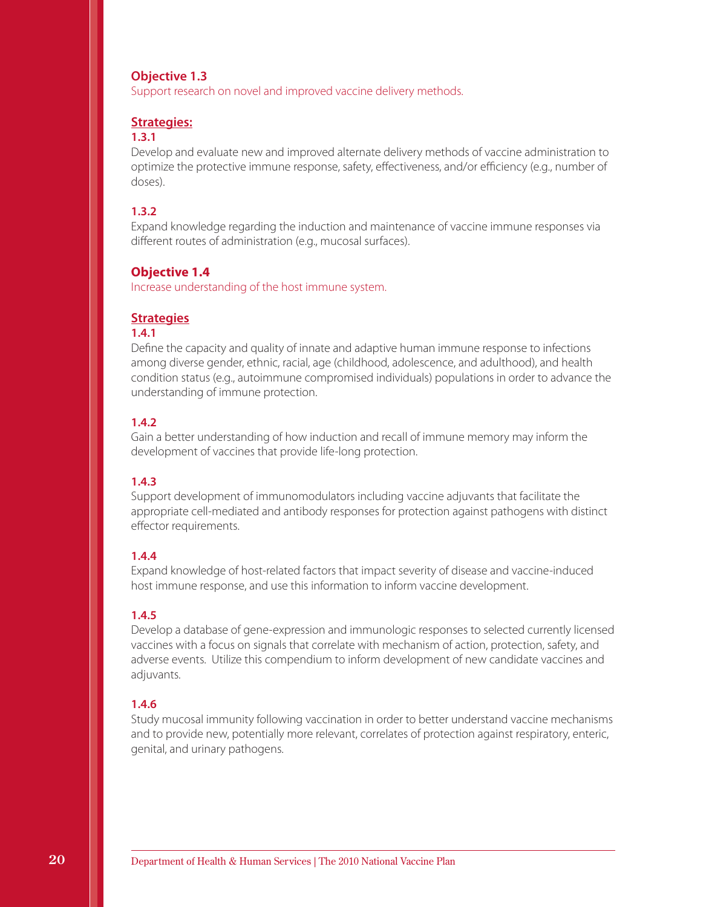### Objective 1.3

Support research on novel and improved vaccine delivery methods.

**Strategies:**

**1.3.1**

Develop and evaluate new and improved alternate delivery methods of vaccine administration to optimize the protective immune response, safety, effectiveness, and/or efficiency (e.g., number of doses).

**1.3.2**

Expand knowledge regarding the induction and maintenance of vaccine immune responses via different routes of administration (e.g., mucosal surfaces).

### Objective 1.4

Increase understanding of the host immune system.

**Strategies**

**1.4.1**

Define the capacity and quality of innate and adaptive human immune response to infections among diverse gender, ethnic, racial, age (childhood, adolescence, and adulthood), and health condition status (e.g., autoimmune compromised individuals) populations in order to advance the understanding of immune protection.

**1.4.2**

Gain a better understanding of how induction and recall of immune memory may inform the development of vaccines that provide life-long protection.

**1.4.3**

Support development of immunomodulators including vaccine adjuvants that facilitate the appropriate cell-mediated and antibody responses for protection against pathogens with distinct effector requirements.

**1.4.4**

Expand knowledge of host-related factors that impact severity of disease and vaccine-induced host immune response, and use this information to inform vaccine development.

**1.4.5**

Develop a database of gene-expression and immunologic responses to selected currently licensed vaccines with a focus on signals that correlate with mechanism of action, protection, safety, and adverse events. Utilize this compendium to inform development of new candidate vaccines and adjuvants.

**1.4.6**

Study mucosal immunity following vaccination in order to better understand vaccine mechanisms and to provide new, potentially more relevant, correlates of protection against respiratory, enteric, genital, and urinary pathogens.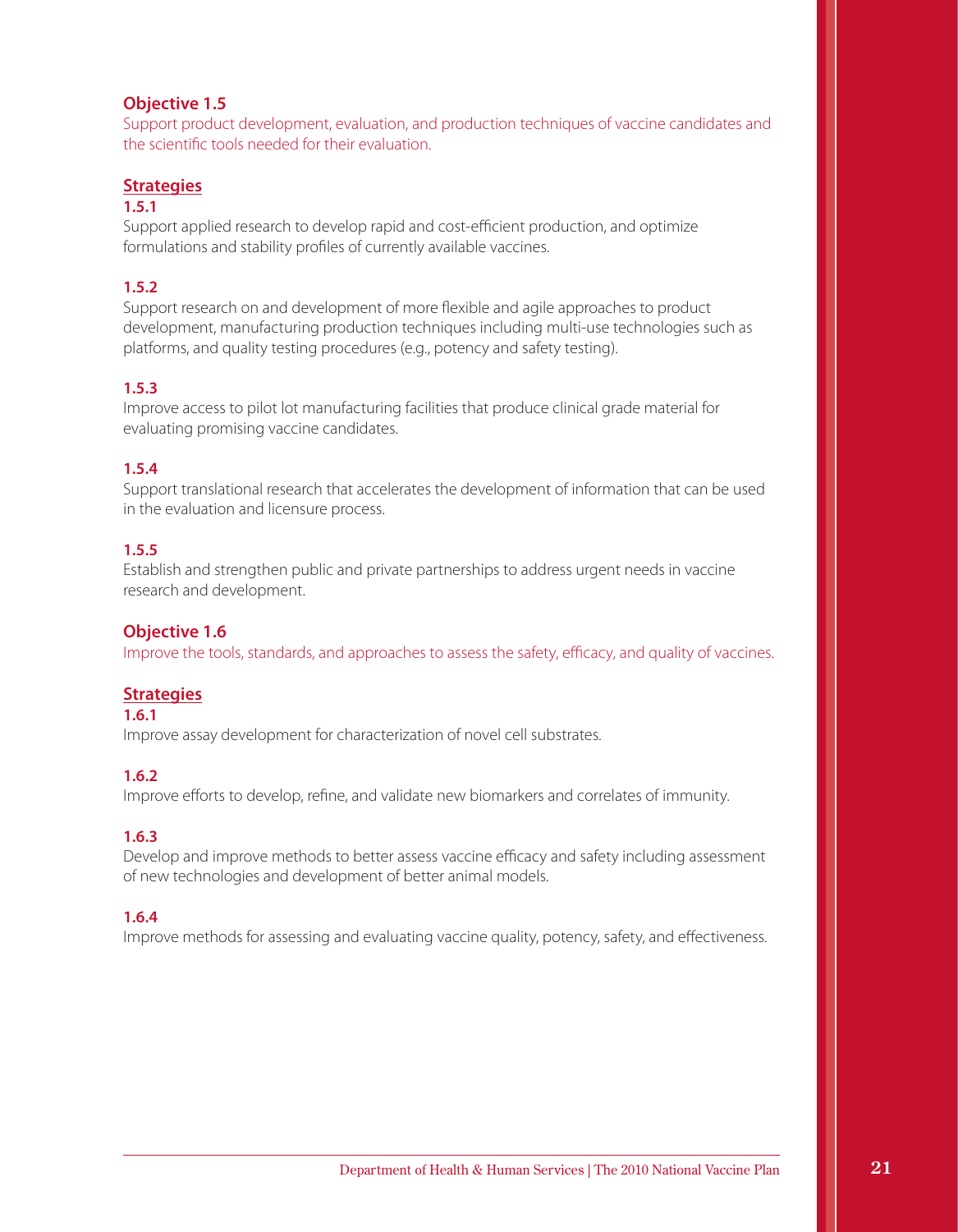### Objective 1.5

Support product development, evaluation, and production techniques of vaccine candidates and the scientific tools needed for their evaluation.

#### Strategies

**1.5.1**

Support applied research to develop rapid and cost-efficient production, and optimize formulations and stability profiles of currently available vaccines.

**1.5.2**

Support research on and development of more flexible and agile approaches to product development, manufacturing production techniques including multi-use technologies such as platforms, and quality testing procedures (e.g., potency and safety testing).

**1.5.3**

Improve access to pilot lot manufacturing facilities that produce clinical grade material for evaluating promising vaccine candidates.

**1.5.4**

Support translational research that accelerates the development of information that can be used in the evaluation and licensure process.

**1.5.5**

Establish and strengthen public and private partnerships to address urgent needs in vaccine research and development.

### Objective 1.6

Improve the tools, standards, and approaches to assess the safety, efficacy, and quality of vaccines.

#### Strategies

**1.6.1**

Improve assay development for characterization of novel cell substrates.

**1.6.2**

Improve efforts to develop, refine, and validate new biomarkers and correlates of immunity.

**1.6.3**

Develop and improve methods to better assess vaccine efficacy and safety including assessment of new technologies and development of better animal models.

**1.6.4**

Improve methods for assessing and evaluating vaccine quality, potency, safety, and effectiveness.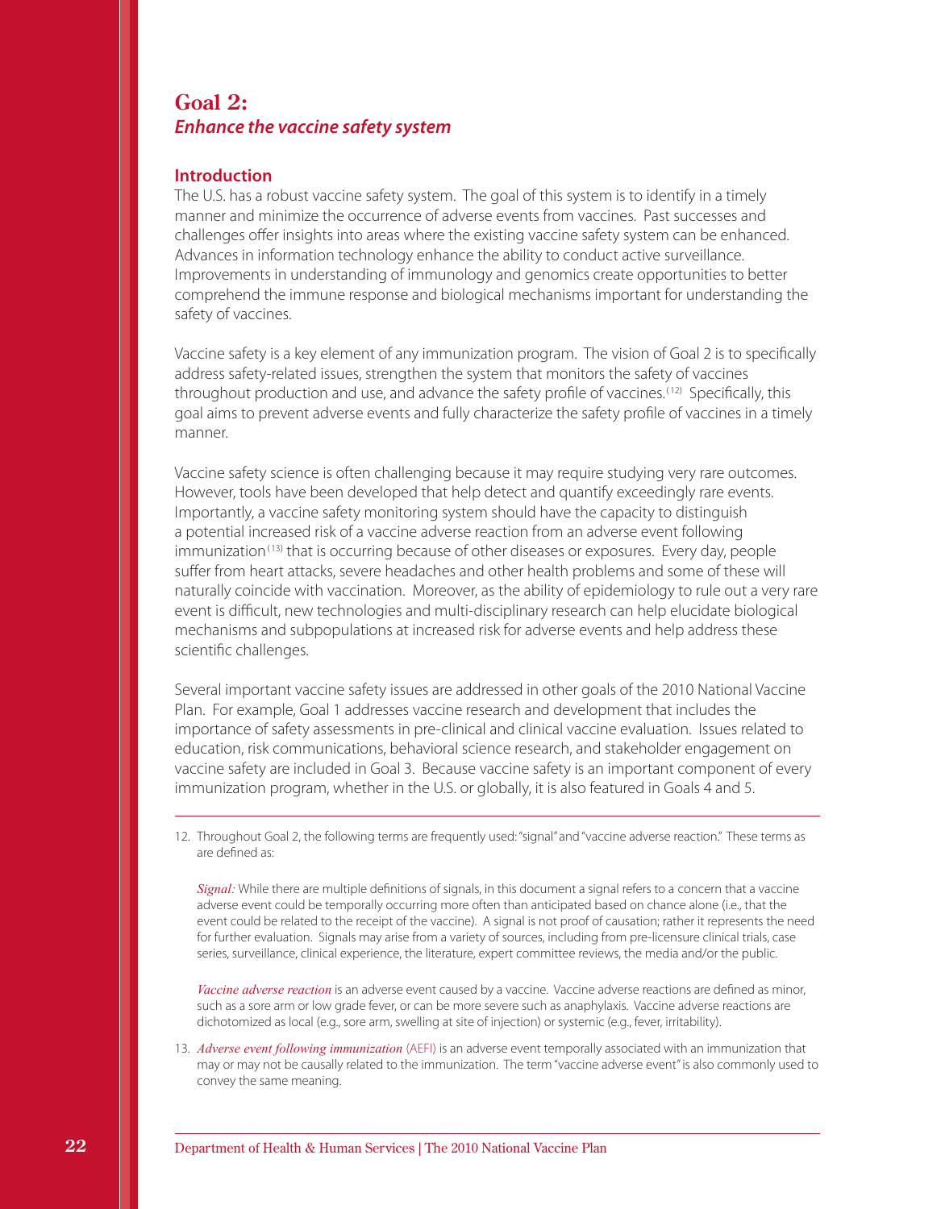# Goal 2:
## *Enhance the vaccine safety system*

### Introduction

The U.S. has a robust vaccine safety system. The goal of this system is to identify in a timely manner and minimize the occurrence of adverse events from vaccines. Past successes and challenges offer insights into areas where the existing vaccine safety system can be enhanced. Advances in information technology enhance the ability to conduct active surveillance. Improvements in understanding of immunology and genomics create opportunities to better comprehend the immune response and biological mechanisms important for understanding the safety of vaccines.

Vaccine safety is a key element of any immunization program. The vision of Goal 2 is to specifically address safety-related issues, strengthen the system that monitors the safety of vaccines throughout production and use, and advance the safety profile of vaccines.[12] Specifically, this goal aims to prevent adverse events and fully characterize the safety profile of vaccines in a timely manner.

Vaccine safety science is often challenging because it may require studying very rare outcomes. However, tools have been developed that help detect and quantify exceedingly rare events. Importantly, a vaccine safety monitoring system should have the capacity to distinguish a potential increased risk of a vaccine adverse reaction from an adverse event following immunization[13] that is occurring because of other diseases or exposures. Every day, people suffer from heart attacks, severe headaches and other health problems and some of these will naturally coincide with vaccination. Moreover, as the ability of epidemiology to rule out a very rare event is difficult, new technologies and multi-disciplinary research can help elucidate biological mechanisms and subpopulations at increased risk for adverse events and help address these scientific challenges.

Several important vaccine safety issues are addressed in other goals of the 2010 National Vaccine Plan. For example, Goal 1 addresses vaccine research and development that includes the importance of safety assessments in pre-clinical and clinical vaccine evaluation. Issues related to education, risk communications, behavioral science research, and stakeholder engagement on vaccine safety are included in Goal 3. Because vaccine safety is an important component of every immunization program, whether in the U.S. or globally, it is also featured in Goals 4 and 5.

---

12. Throughout Goal 2, the following terms are frequently used: "signal" and "vaccine adverse reaction." These terms as are defined as:

    *Signal:* While there are multiple definitions of signals, in this document a signal refers to a concern that a vaccine adverse event could be temporally occurring more often than anticipated based on chance alone (i.e., that the event could be related to the receipt of the vaccine). A signal is not proof of causation; rather it represents the need for further evaluation. Signals may arise from a variety of sources, including from pre-licensure clinical trials, case series, surveillance, clinical experience, the literature, expert committee reviews, the media and/or the public.

    *Vaccine adverse reaction* is an adverse event caused by a vaccine. Vaccine adverse reactions are defined as minor, such as a sore arm or low grade fever, or can be more severe such as anaphylaxis. Vaccine adverse reactions are dichotomized as local (e.g., sore arm, swelling at site of injection) or systemic (e.g., fever, irritability).

13. *Adverse event following immunization* (AEFI) is an adverse event temporally associated with an immunization that may or may not be causally related to the immunization. The term "vaccine adverse event" is also commonly used to convey the same meaning.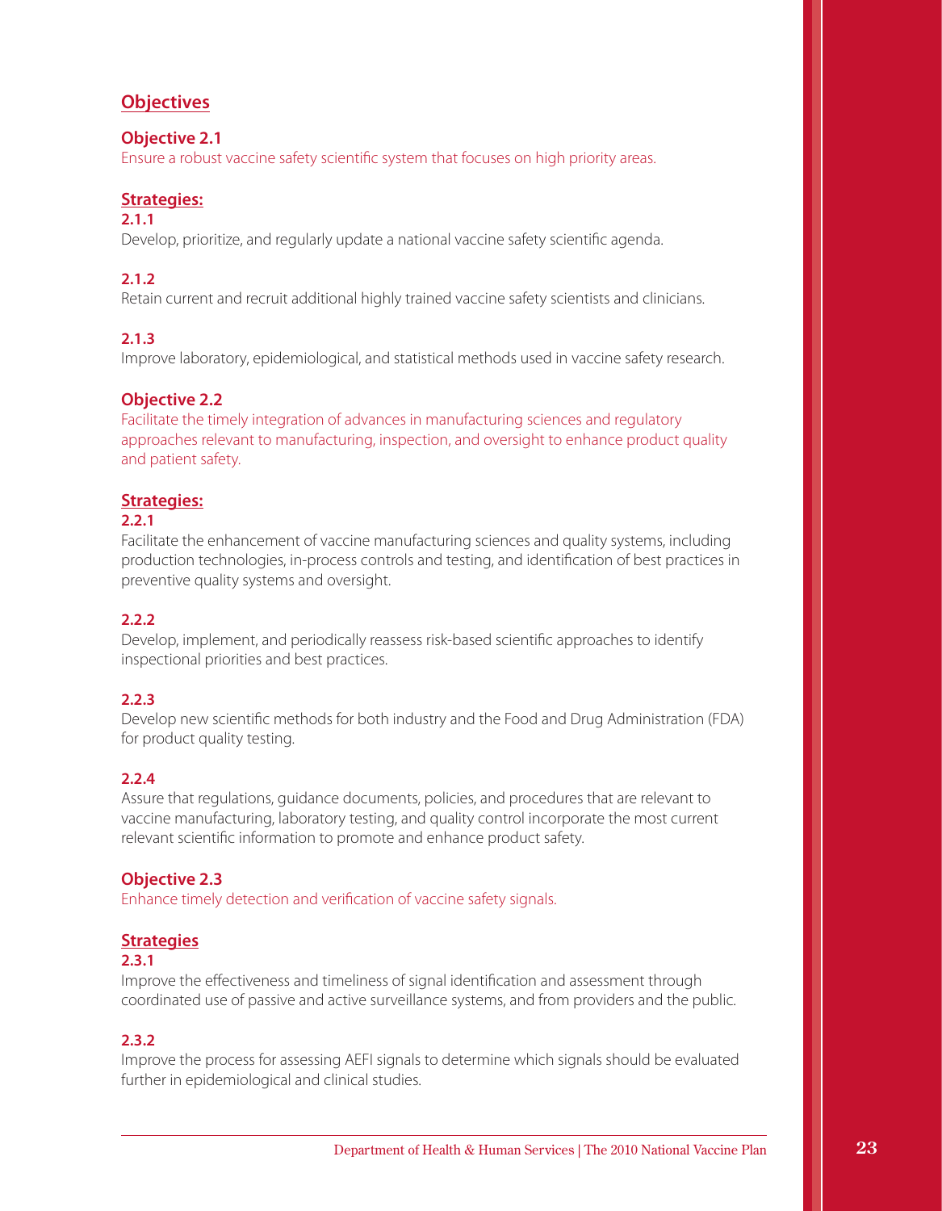## Objectives

### Objective 2.1

Ensure a robust vaccine safety scientific system that focuses on high priority areas.

**Strategies:**

**2.1.1**

Develop, prioritize, and regularly update a national vaccine safety scientific agenda.

**2.1.2**

Retain current and recruit additional highly trained vaccine safety scientists and clinicians.

**2.1.3**

Improve laboratory, epidemiological, and statistical methods used in vaccine safety research.

### Objective 2.2

Facilitate the timely integration of advances in manufacturing sciences and regulatory approaches relevant to manufacturing, inspection, and oversight to enhance product quality and patient safety.

**Strategies:**

**2.2.1**

Facilitate the enhancement of vaccine manufacturing sciences and quality systems, including production technologies, in-process controls and testing, and identification of best practices in preventive quality systems and oversight.

**2.2.2**

Develop, implement, and periodically reassess risk-based scientific approaches to identify inspectional priorities and best practices.

**2.2.3**

Develop new scientific methods for both industry and the Food and Drug Administration (FDA) for product quality testing.

**2.2.4**

Assure that regulations, guidance documents, policies, and procedures that are relevant to vaccine manufacturing, laboratory testing, and quality control incorporate the most current relevant scientific information to promote and enhance product safety.

### Objective 2.3

Enhance timely detection and verification of vaccine safety signals.

**Strategies**

**2.3.1**

Improve the effectiveness and timeliness of signal identification and assessment through coordinated use of passive and active surveillance systems, and from providers and the public.

**2.3.2**

Improve the process for assessing AEFI signals to determine which signals should be evaluated further in epidemiological and clinical studies.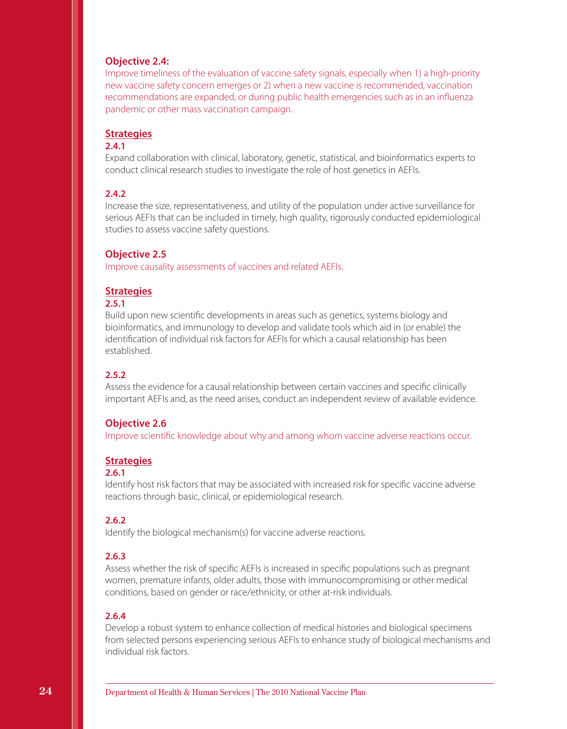### Objective 2.4:

Improve timeliness of the evaluation of vaccine safety signals, especially when 1) a high-priority new vaccine safety concern emerges or 2) when a new vaccine is recommended, vaccination recommendations are expanded, or during public health emergencies such as in an influenza pandemic or other mass vaccination campaign.

#### Strategies

**2.4.1**

Expand collaboration with clinical, laboratory, genetic, statistical, and bioinformatics experts to conduct clinical research studies to investigate the role of host genetics in AEFIs.

**2.4.2**

Increase the size, representativeness, and utility of the population under active surveillance for serious AEFIs that can be included in timely, high quality, rigorously conducted epidemiological studies to assess vaccine safety questions.

### Objective 2.5

Improve causality assessments of vaccines and related AEFIs.

#### Strategies

**2.5.1**

Build upon new scientific developments in areas such as genetics, systems biology and bioinformatics, and immunology to develop and validate tools which aid in (or enable) the identification of individual risk factors for AEFIs for which a causal relationship has been established.

**2.5.2**

Assess the evidence for a causal relationship between certain vaccines and specific clinically important AEFIs and, as the need arises, conduct an independent review of available evidence.

### Objective 2.6

Improve scientific knowledge about why and among whom vaccine adverse reactions occur.

#### Strategies

**2.6.1**

Identify host risk factors that may be associated with increased risk for specific vaccine adverse reactions through basic, clinical, or epidemiological research.

**2.6.2**

Identify the biological mechanism(s) for vaccine adverse reactions.

**2.6.3**

Assess whether the risk of specific AEFIs is increased in specific populations such as pregnant women, premature infants, older adults, those with immunocompromising or other medical conditions, based on gender or race/ethnicity, or other at-risk individuals.

**2.6.4**

Develop a robust system to enhance collection of medical histories and biological specimens from selected persons experiencing serious AEFIs to enhance study of biological mechanisms and individual risk factors.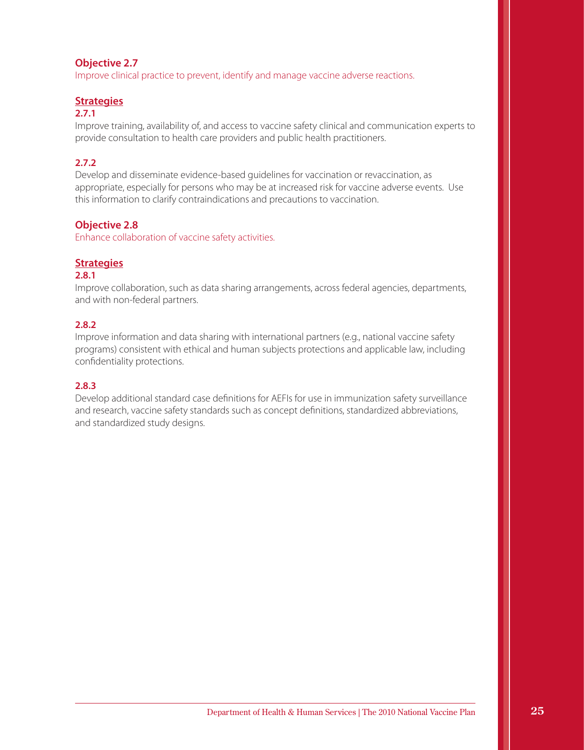### Objective 2.7

Improve clinical practice to prevent, identify and manage vaccine adverse reactions.

#### Strategies

**2.7.1**

Improve training, availability of, and access to vaccine safety clinical and communication experts to provide consultation to health care providers and public health practitioners.

**2.7.2**

Develop and disseminate evidence-based guidelines for vaccination or revaccination, as appropriate, especially for persons who may be at increased risk for vaccine adverse events. Use this information to clarify contraindications and precautions to vaccination.

### Objective 2.8

Enhance collaboration of vaccine safety activities.

#### Strategies

**2.8.1**

Improve collaboration, such as data sharing arrangements, across federal agencies, departments, and with non-federal partners.

**2.8.2**

Improve information and data sharing with international partners (e.g., national vaccine safety programs) consistent with ethical and human subjects protections and applicable law, including confidentiality protections.

**2.8.3**

Develop additional standard case definitions for AEFIs for use in immunization safety surveillance and research, vaccine safety standards such as concept definitions, standardized abbreviations, and standardized study designs.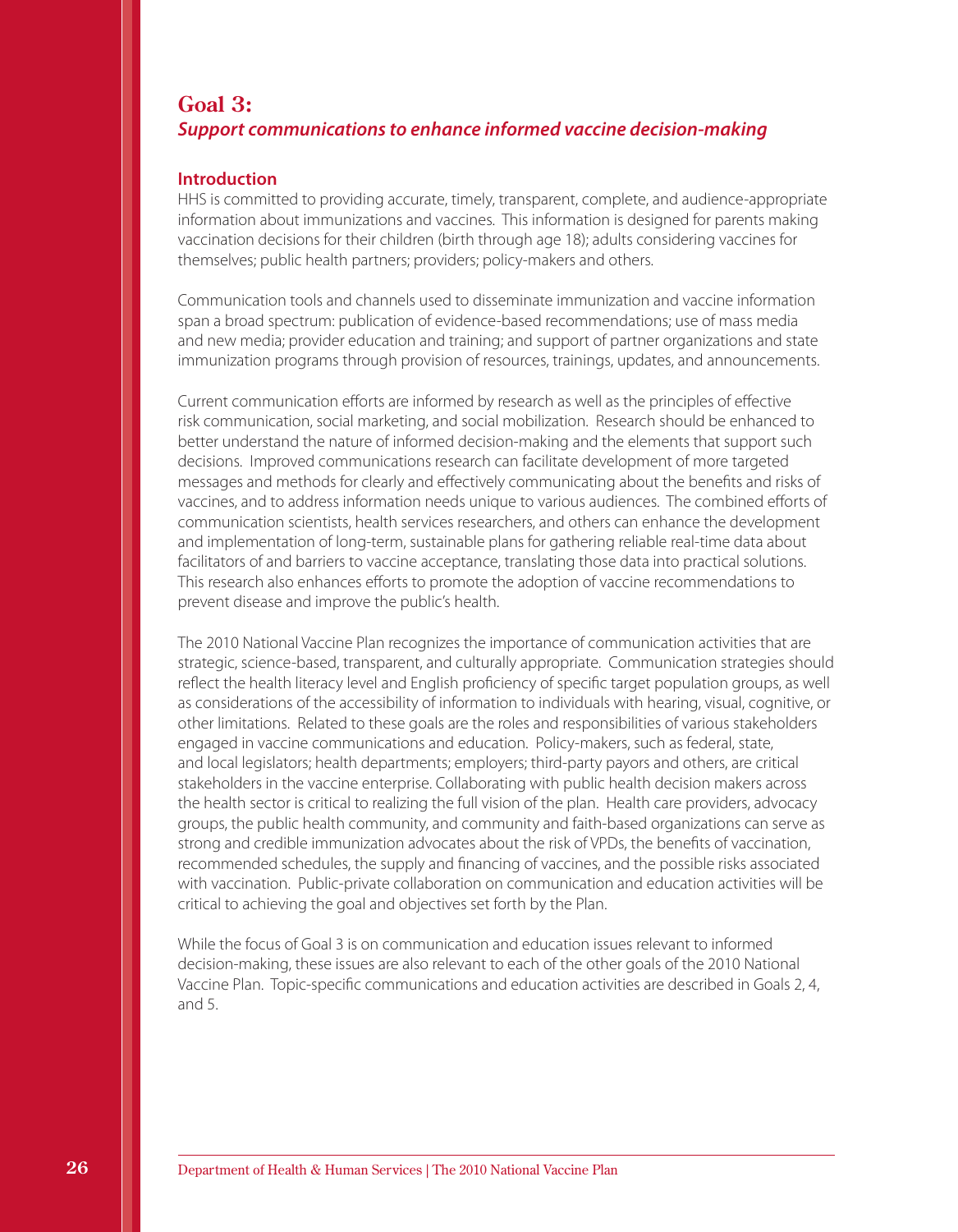## Goal 3:
### *Support communications to enhance informed vaccine decision-making*

**Introduction**

HHS is committed to providing accurate, timely, transparent, complete, and audience-appropriate information about immunizations and vaccines. This information is designed for parents making vaccination decisions for their children (birth through age 18); adults considering vaccines for themselves; public health partners; providers; policy-makers and others.

Communication tools and channels used to disseminate immunization and vaccine information span a broad spectrum: publication of evidence-based recommendations; use of mass media and new media; provider education and training; and support of partner organizations and state immunization programs through provision of resources, trainings, updates, and announcements.

Current communication efforts are informed by research as well as the principles of effective risk communication, social marketing, and social mobilization. Research should be enhanced to better understand the nature of informed decision-making and the elements that support such decisions. Improved communications research can facilitate development of more targeted messages and methods for clearly and effectively communicating about the benefits and risks of vaccines, and to address information needs unique to various audiences. The combined efforts of communication scientists, health services researchers, and others can enhance the development and implementation of long-term, sustainable plans for gathering reliable real-time data about facilitators of and barriers to vaccine acceptance, translating those data into practical solutions. This research also enhances efforts to promote the adoption of vaccine recommendations to prevent disease and improve the public's health.

The 2010 National Vaccine Plan recognizes the importance of communication activities that are strategic, science-based, transparent, and culturally appropriate. Communication strategies should reflect the health literacy level and English proficiency of specific target population groups, as well as considerations of the accessibility of information to individuals with hearing, visual, cognitive, or other limitations. Related to these goals are the roles and responsibilities of various stakeholders engaged in vaccine communications and education. Policy-makers, such as federal, state, and local legislators; health departments; employers; third-party payors and others, are critical stakeholders in the vaccine enterprise. Collaborating with public health decision makers across the health sector is critical to realizing the full vision of the plan. Health care providers, advocacy groups, the public health community, and community and faith-based organizations can serve as strong and credible immunization advocates about the risk of VPDs, the benefits of vaccination, recommended schedules, the supply and financing of vaccines, and the possible risks associated with vaccination. Public-private collaboration on communication and education activities will be critical to achieving the goal and objectives set forth by the Plan.

While the focus of Goal 3 is on communication and education issues relevant to informed decision-making, these issues are also relevant to each of the other goals of the 2010 National Vaccine Plan. Topic-specific communications and education activities are described in Goals 2, 4, and 5.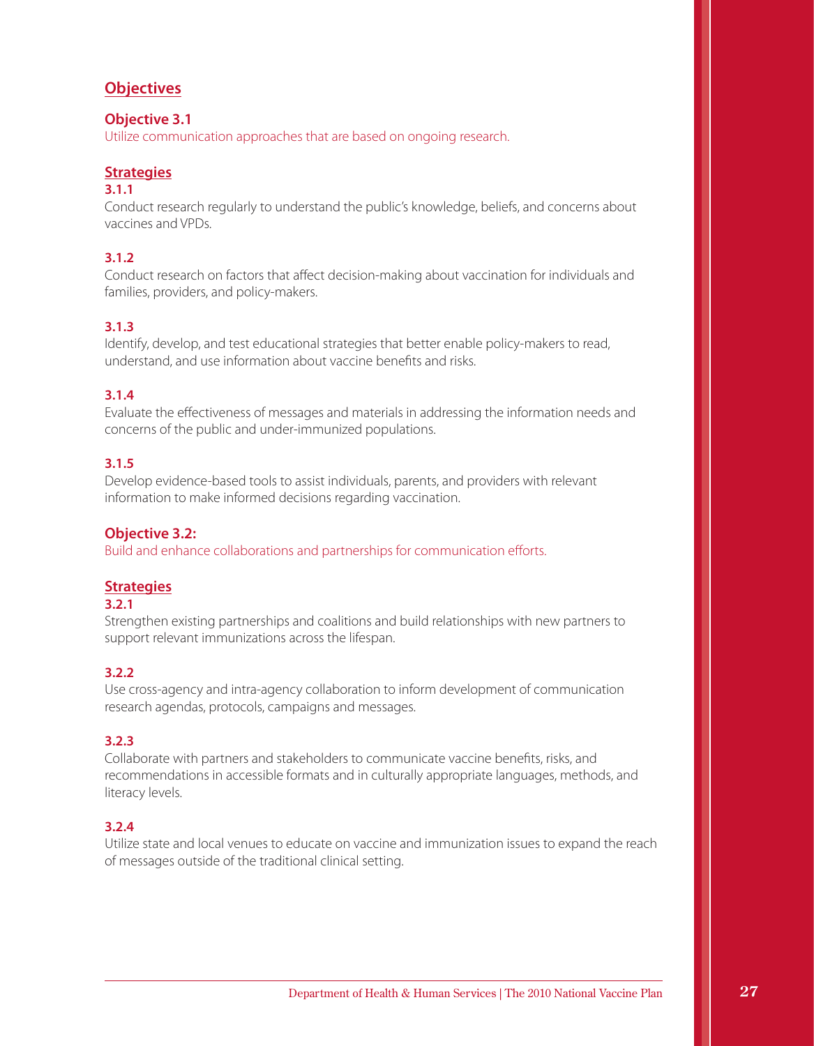## Objectives

### Objective 3.1

Utilize communication approaches that are based on ongoing research.

#### Strategies

**3.1.1**

Conduct research regularly to understand the public's knowledge, beliefs, and concerns about vaccines and VPDs.

**3.1.2**

Conduct research on factors that affect decision-making about vaccination for individuals and families, providers, and policy-makers.

**3.1.3**

Identify, develop, and test educational strategies that better enable policy-makers to read, understand, and use information about vaccine benefits and risks.

**3.1.4**

Evaluate the effectiveness of messages and materials in addressing the information needs and concerns of the public and under-immunized populations.

**3.1.5**

Develop evidence-based tools to assist individuals, parents, and providers with relevant information to make informed decisions regarding vaccination.

### Objective 3.2:

Build and enhance collaborations and partnerships for communication efforts.

#### Strategies

**3.2.1**

Strengthen existing partnerships and coalitions and build relationships with new partners to support relevant immunizations across the lifespan.

**3.2.2**

Use cross-agency and intra-agency collaboration to inform development of communication research agendas, protocols, campaigns and messages.

**3.2.3**

Collaborate with partners and stakeholders to communicate vaccine benefits, risks, and recommendations in accessible formats and in culturally appropriate languages, methods, and literacy levels.

**3.2.4**

Utilize state and local venues to educate on vaccine and immunization issues to expand the reach of messages outside of the traditional clinical setting.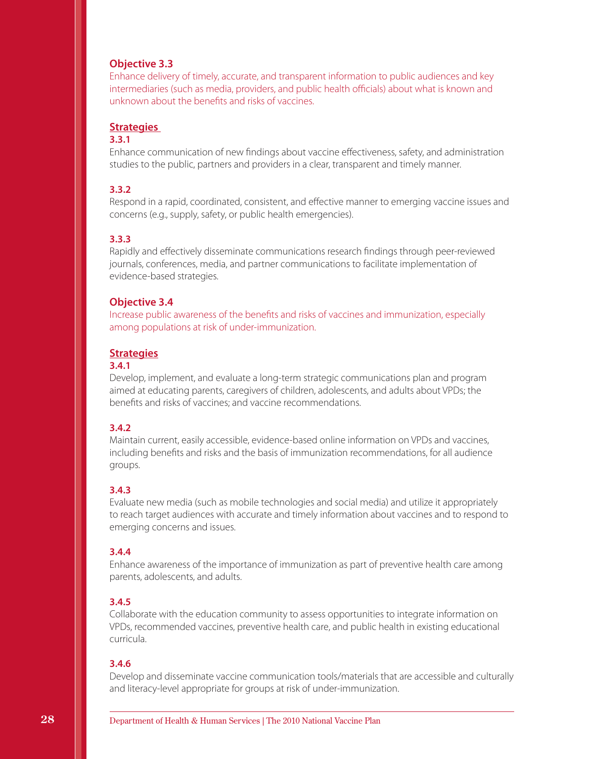## Objective 3.3

Enhance delivery of timely, accurate, and transparent information to public audiences and key intermediaries (such as media, providers, and public health officials) about what is known and unknown about the benefits and risks of vaccines.

### Strategies

**3.3.1**

Enhance communication of new findings about vaccine effectiveness, safety, and administration studies to the public, partners and providers in a clear, transparent and timely manner.

**3.3.2**

Respond in a rapid, coordinated, consistent, and effective manner to emerging vaccine issues and concerns (e.g., supply, safety, or public health emergencies).

**3.3.3**

Rapidly and effectively disseminate communications research findings through peer-reviewed journals, conferences, media, and partner communications to facilitate implementation of evidence-based strategies.

## Objective 3.4

Increase public awareness of the benefits and risks of vaccines and immunization, especially among populations at risk of under-immunization.

### Strategies

**3.4.1**

Develop, implement, and evaluate a long-term strategic communications plan and program aimed at educating parents, caregivers of children, adolescents, and adults about VPDs; the benefits and risks of vaccines; and vaccine recommendations.

**3.4.2**

Maintain current, easily accessible, evidence-based online information on VPDs and vaccines, including benefits and risks and the basis of immunization recommendations, for all audience groups.

**3.4.3**

Evaluate new media (such as mobile technologies and social media) and utilize it appropriately to reach target audiences with accurate and timely information about vaccines and to respond to emerging concerns and issues.

**3.4.4**

Enhance awareness of the importance of immunization as part of preventive health care among parents, adolescents, and adults.

**3.4.5**

Collaborate with the education community to assess opportunities to integrate information on VPDs, recommended vaccines, preventive health care, and public health in existing educational curricula.

**3.4.6**

Develop and disseminate vaccine communication tools/materials that are accessible and culturally and literacy-level appropriate for groups at risk of under-immunization.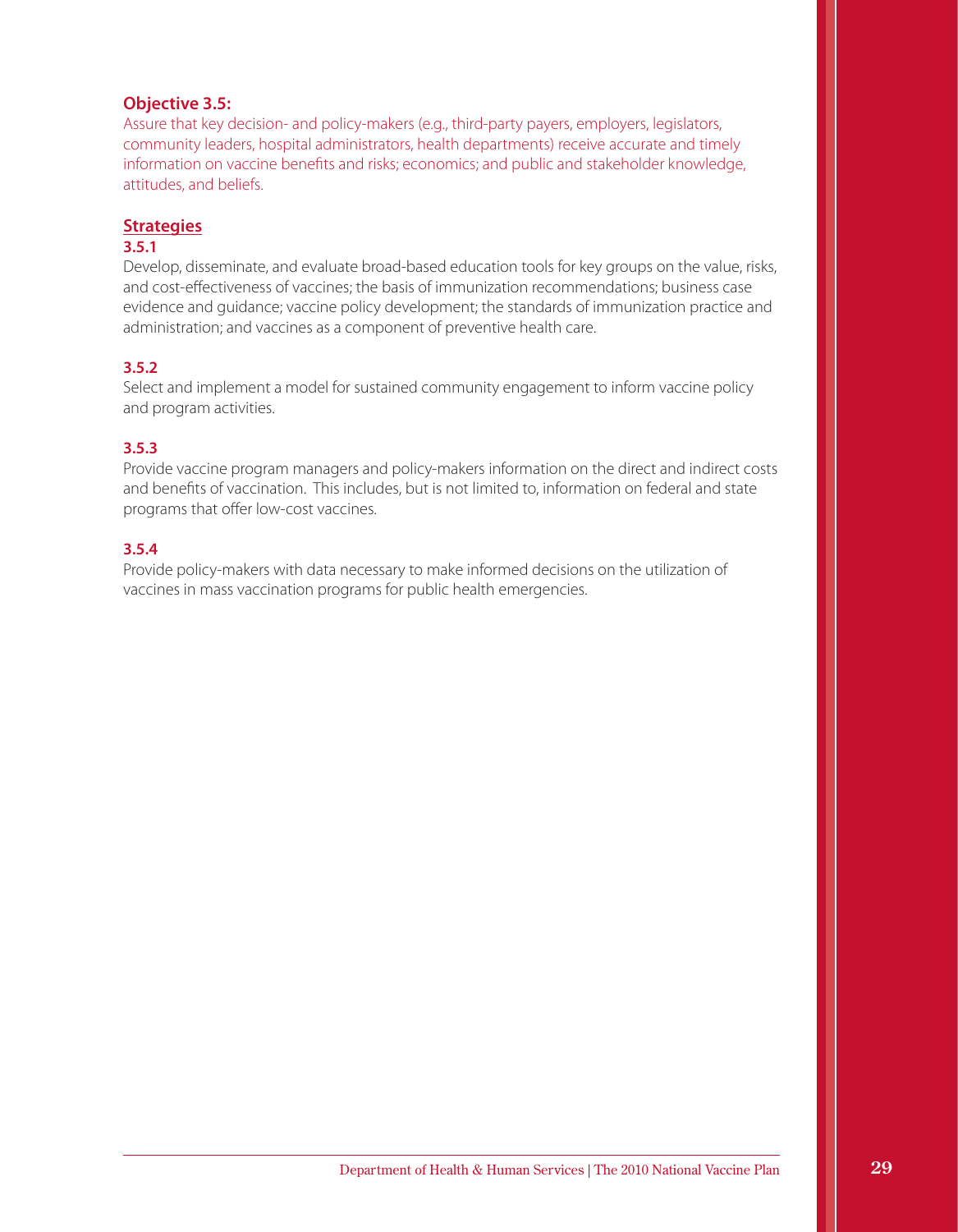### Objective 3.5:

Assure that key decision- and policy-makers (e.g., third-party payers, employers, legislators, community leaders, hospital administrators, health departments) receive accurate and timely information on vaccine benefits and risks; economics; and public and stakeholder knowledge, attitudes, and beliefs.

#### Strategies

**3.5.1**

Develop, disseminate, and evaluate broad-based education tools for key groups on the value, risks, and cost-effectiveness of vaccines; the basis of immunization recommendations; business case evidence and guidance; vaccine policy development; the standards of immunization practice and administration; and vaccines as a component of preventive health care.

**3.5.2**

Select and implement a model for sustained community engagement to inform vaccine policy and program activities.

**3.5.3**

Provide vaccine program managers and policy-makers information on the direct and indirect costs and benefits of vaccination. This includes, but is not limited to, information on federal and state programs that offer low-cost vaccines.

**3.5.4**

Provide policy-makers with data necessary to make informed decisions on the utilization of vaccines in mass vaccination programs for public health emergencies.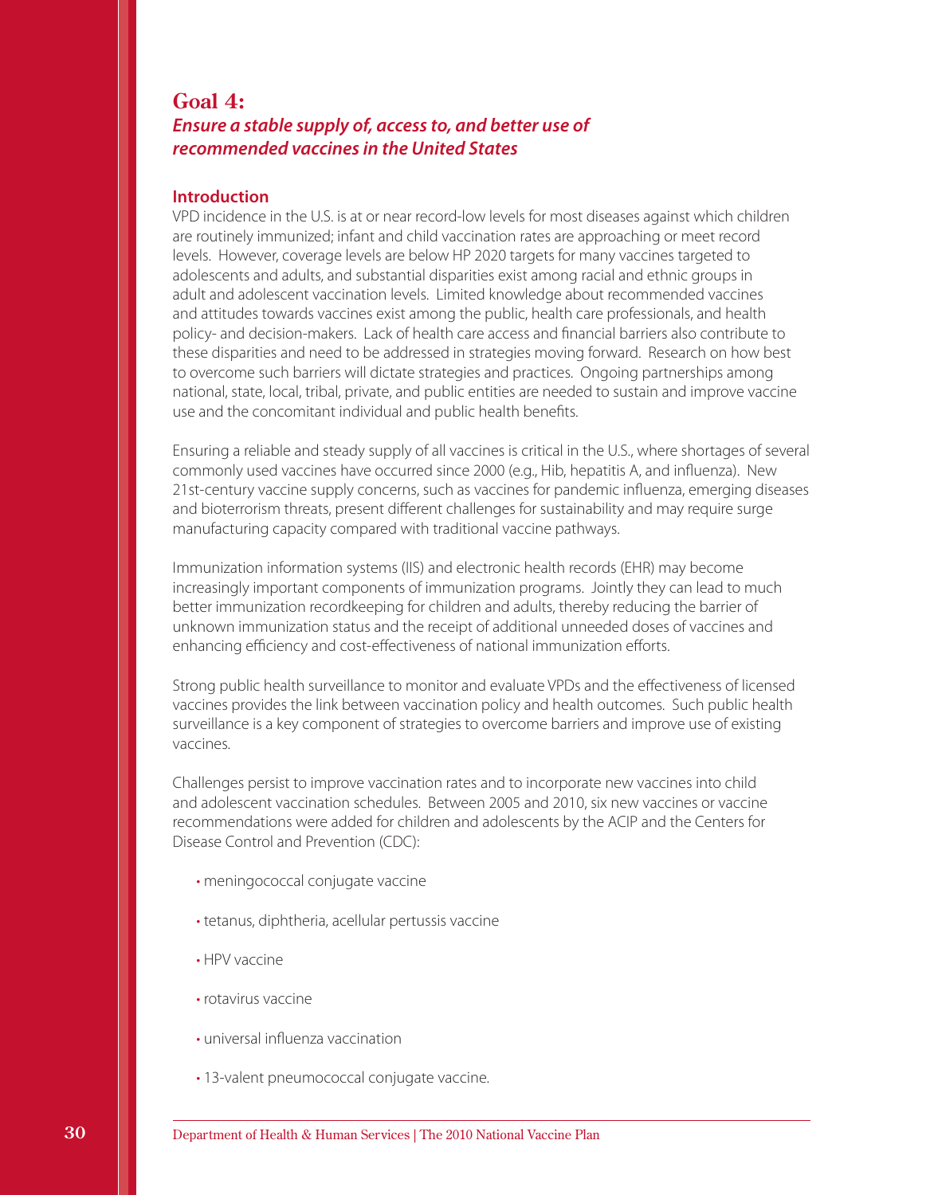## Goal 4:

### *Ensure a stable supply of, access to, and better use of recommended vaccines in the United States*

### Introduction

VPD incidence in the U.S. is at or near record-low levels for most diseases against which children are routinely immunized; infant and child vaccination rates are approaching or meet record levels. However, coverage levels are below HP 2020 targets for many vaccines targeted to adolescents and adults, and substantial disparities exist among racial and ethnic groups in adult and adolescent vaccination levels. Limited knowledge about recommended vaccines and attitudes towards vaccines exist among the public, health care professionals, and health policy- and decision-makers. Lack of health care access and financial barriers also contribute to these disparities and need to be addressed in strategies moving forward. Research on how best to overcome such barriers will dictate strategies and practices. Ongoing partnerships among national, state, local, tribal, private, and public entities are needed to sustain and improve vaccine use and the concomitant individual and public health benefits.

Ensuring a reliable and steady supply of all vaccines is critical in the U.S., where shortages of several commonly used vaccines have occurred since 2000 (e.g., Hib, hepatitis A, and influenza). New 21st-century vaccine supply concerns, such as vaccines for pandemic influenza, emerging diseases and bioterrorism threats, present different challenges for sustainability and may require surge manufacturing capacity compared with traditional vaccine pathways.

Immunization information systems (IIS) and electronic health records (EHR) may become increasingly important components of immunization programs. Jointly they can lead to much better immunization recordkeeping for children and adults, thereby reducing the barrier of unknown immunization status and the receipt of additional unneeded doses of vaccines and enhancing efficiency and cost-effectiveness of national immunization efforts.

Strong public health surveillance to monitor and evaluate VPDs and the effectiveness of licensed vaccines provides the link between vaccination policy and health outcomes. Such public health surveillance is a key component of strategies to overcome barriers and improve use of existing vaccines.

Challenges persist to improve vaccination rates and to incorporate new vaccines into child and adolescent vaccination schedules. Between 2005 and 2010, six new vaccines or vaccine recommendations were added for children and adolescents by the ACIP and the Centers for Disease Control and Prevention (CDC):

- meningococcal conjugate vaccine
- tetanus, diphtheria, acellular pertussis vaccine
- HPV vaccine
- rotavirus vaccine
- universal influenza vaccination
- 13-valent pneumococcal conjugate vaccine.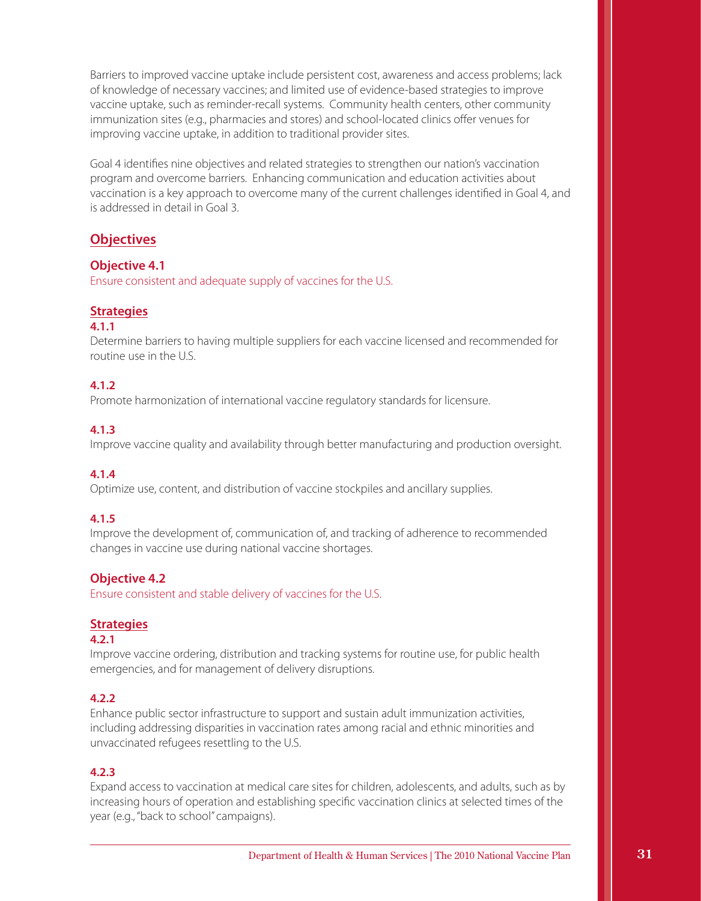Barriers to improved vaccine uptake include persistent cost, awareness and access problems; lack of knowledge of necessary vaccines; and limited use of evidence-based strategies to improve vaccine uptake, such as reminder-recall systems. Community health centers, other community immunization sites (e.g., pharmacies and stores) and school-located clinics offer venues for improving vaccine uptake, in addition to traditional provider sites.

Goal 4 identifies nine objectives and related strategies to strengthen our nation's vaccination program and overcome barriers. Enhancing communication and education activities about vaccination is a key approach to overcome many of the current challenges identified in Goal 4, and is addressed in detail in Goal 3.

## Objectives

### Objective 4.1

Ensure consistent and adequate supply of vaccines for the U.S.

#### Strategies

**4.1.1**

Determine barriers to having multiple suppliers for each vaccine licensed and recommended for routine use in the U.S.

**4.1.2**

Promote harmonization of international vaccine regulatory standards for licensure.

**4.1.3**

Improve vaccine quality and availability through better manufacturing and production oversight.

**4.1.4**

Optimize use, content, and distribution of vaccine stockpiles and ancillary supplies.

**4.1.5**

Improve the development of, communication of, and tracking of adherence to recommended changes in vaccine use during national vaccine shortages.

### Objective 4.2

Ensure consistent and stable delivery of vaccines for the U.S.

#### Strategies

**4.2.1**

Improve vaccine ordering, distribution and tracking systems for routine use, for public health emergencies, and for management of delivery disruptions.

**4.2.2**

Enhance public sector infrastructure to support and sustain adult immunization activities, including addressing disparities in vaccination rates among racial and ethnic minorities and unvaccinated refugees resettling to the U.S.

**4.2.3**

Expand access to vaccination at medical care sites for children, adolescents, and adults, such as by increasing hours of operation and establishing specific vaccination clinics at selected times of the year (e.g., "back to school" campaigns).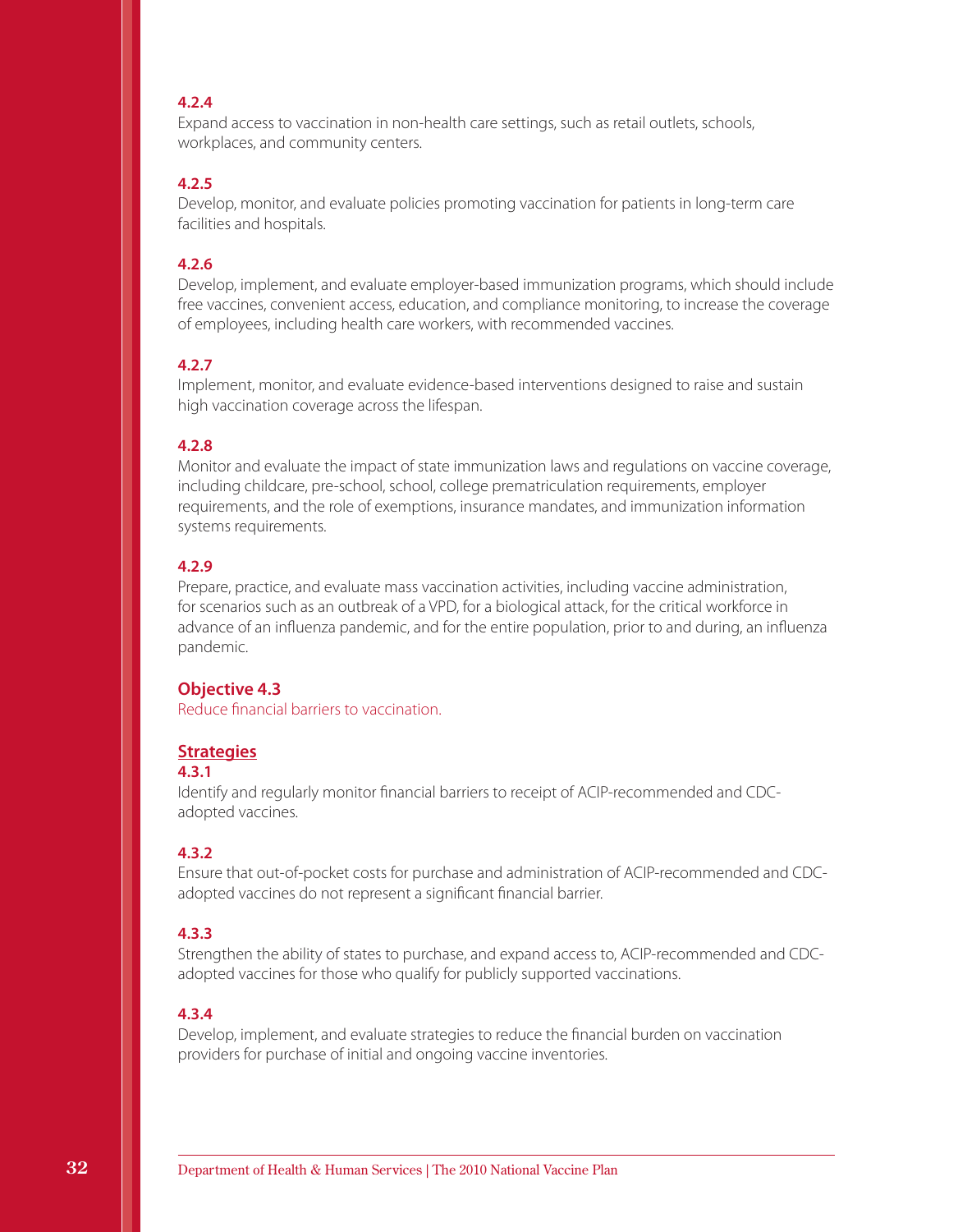**4.2.4**

Expand access to vaccination in non-health care settings, such as retail outlets, schools, workplaces, and community centers.

**4.2.5**

Develop, monitor, and evaluate policies promoting vaccination for patients in long-term care facilities and hospitals.

**4.2.6**

Develop, implement, and evaluate employer-based immunization programs, which should include free vaccines, convenient access, education, and compliance monitoring, to increase the coverage of employees, including health care workers, with recommended vaccines.

**4.2.7**

Implement, monitor, and evaluate evidence-based interventions designed to raise and sustain high vaccination coverage across the lifespan.

**4.2.8**

Monitor and evaluate the impact of state immunization laws and regulations on vaccine coverage, including childcare, pre-school, school, college prematriculation requirements, employer requirements, and the role of exemptions, insurance mandates, and immunization information systems requirements.

**4.2.9**

Prepare, practice, and evaluate mass vaccination activities, including vaccine administration, for scenarios such as an outbreak of a VPD, for a biological attack, for the critical workforce in advance of an influenza pandemic, and for the entire population, prior to and during, an influenza pandemic.

### Objective 4.3

Reduce financial barriers to vaccination.

**Strategies**

**4.3.1**

Identify and regularly monitor financial barriers to receipt of ACIP-recommended and CDC-adopted vaccines.

**4.3.2**

Ensure that out-of-pocket costs for purchase and administration of ACIP-recommended and CDC-adopted vaccines do not represent a significant financial barrier.

**4.3.3**

Strengthen the ability of states to purchase, and expand access to, ACIP-recommended and CDC-adopted vaccines for those who qualify for publicly supported vaccinations.

**4.3.4**

Develop, implement, and evaluate strategies to reduce the financial burden on vaccination providers for purchase of initial and ongoing vaccine inventories.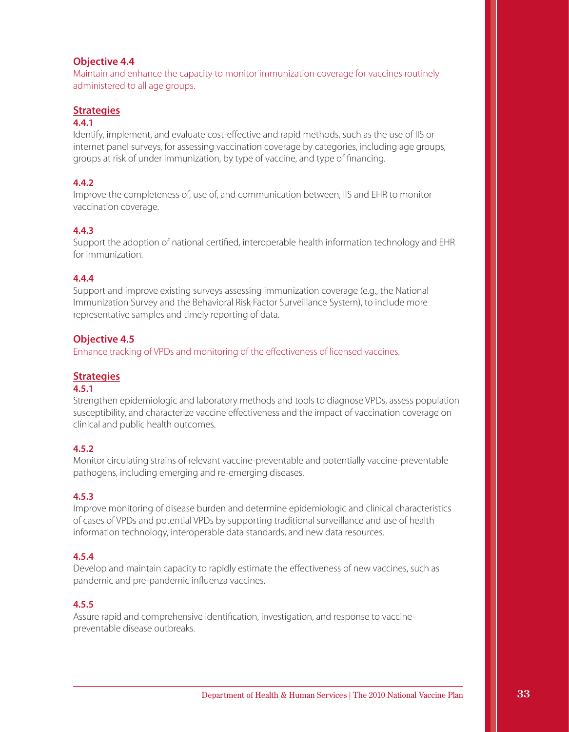### Objective 4.4

Maintain and enhance the capacity to monitor immunization coverage for vaccines routinely administered to all age groups.

#### Strategies

**4.4.1**

Identify, implement, and evaluate cost-effective and rapid methods, such as the use of IIS or internet panel surveys, for assessing vaccination coverage by categories, including age groups, groups at risk of under immunization, by type of vaccine, and type of financing.

**4.4.2**

Improve the completeness of, use of, and communication between, IIS and EHR to monitor vaccination coverage.

**4.4.3**

Support the adoption of national certified, interoperable health information technology and EHR for immunization.

**4.4.4**

Support and improve existing surveys assessing immunization coverage (e.g., the National Immunization Survey and the Behavioral Risk Factor Surveillance System), to include more representative samples and timely reporting of data.

### Objective 4.5

Enhance tracking of VPDs and monitoring of the effectiveness of licensed vaccines.

#### Strategies

**4.5.1**

Strengthen epidemiologic and laboratory methods and tools to diagnose VPDs, assess population susceptibility, and characterize vaccine effectiveness and the impact of vaccination coverage on clinical and public health outcomes.

**4.5.2**

Monitor circulating strains of relevant vaccine-preventable and potentially vaccine-preventable pathogens, including emerging and re-emerging diseases.

**4.5.3**

Improve monitoring of disease burden and determine epidemiologic and clinical characteristics of cases of VPDs and potential VPDs by supporting traditional surveillance and use of health information technology, interoperable data standards, and new data resources.

**4.5.4**

Develop and maintain capacity to rapidly estimate the effectiveness of new vaccines, such as pandemic and pre-pandemic influenza vaccines.

**4.5.5**

Assure rapid and comprehensive identification, investigation, and response to vaccine-preventable disease outbreaks.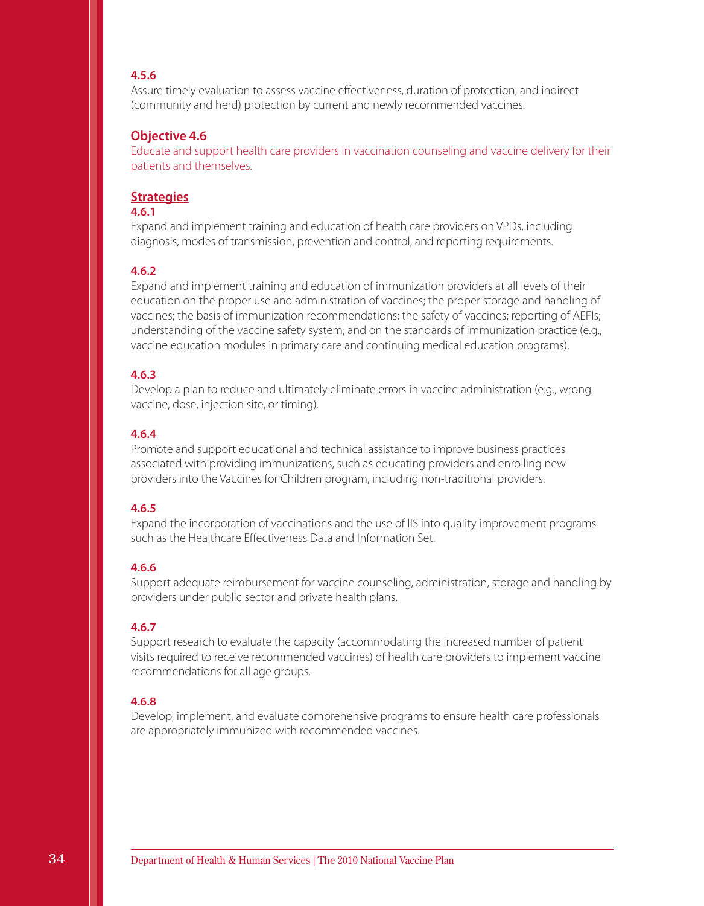**4.5.6**

Assure timely evaluation to assess vaccine effectiveness, duration of protection, and indirect (community and herd) protection by current and newly recommended vaccines.

### Objective 4.6

Educate and support health care providers in vaccination counseling and vaccine delivery for their patients and themselves.

#### Strategies

**4.6.1**

Expand and implement training and education of health care providers on VPDs, including diagnosis, modes of transmission, prevention and control, and reporting requirements.

**4.6.2**

Expand and implement training and education of immunization providers at all levels of their education on the proper use and administration of vaccines; the proper storage and handling of vaccines; the basis of immunization recommendations; the safety of vaccines; reporting of AEFIs; understanding of the vaccine safety system; and on the standards of immunization practice (e.g., vaccine education modules in primary care and continuing medical education programs).

**4.6.3**

Develop a plan to reduce and ultimately eliminate errors in vaccine administration (e.g., wrong vaccine, dose, injection site, or timing).

**4.6.4**

Promote and support educational and technical assistance to improve business practices associated with providing immunizations, such as educating providers and enrolling new providers into the Vaccines for Children program, including non-traditional providers.

**4.6.5**

Expand the incorporation of vaccinations and the use of IIS into quality improvement programs such as the Healthcare Effectiveness Data and Information Set.

**4.6.6**

Support adequate reimbursement for vaccine counseling, administration, storage and handling by providers under public sector and private health plans.

**4.6.7**

Support research to evaluate the capacity (accommodating the increased number of patient visits required to receive recommended vaccines) of health care providers to implement vaccine recommendations for all age groups.

**4.6.8**

Develop, implement, and evaluate comprehensive programs to ensure health care professionals are appropriately immunized with recommended vaccines.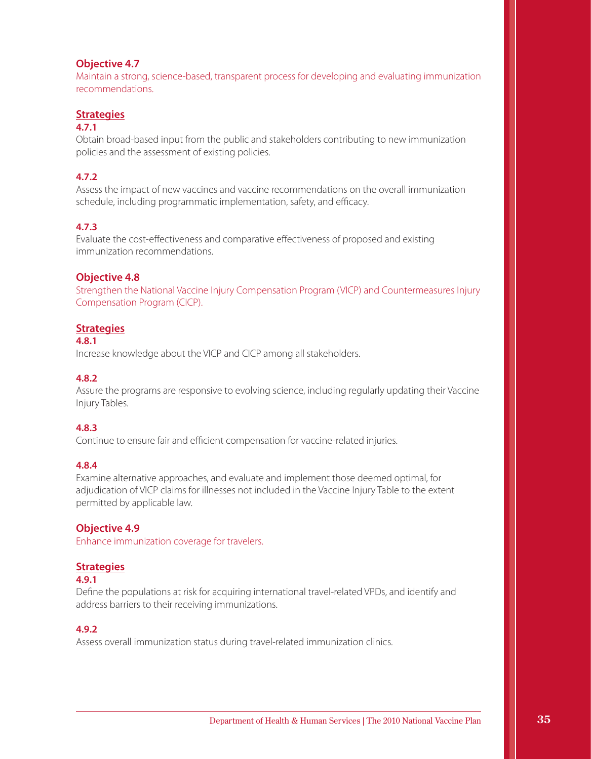### Objective 4.7

Maintain a strong, science-based, transparent process for developing and evaluating immunization recommendations.

**Strategies**

**4.7.1**
Obtain broad-based input from the public and stakeholders contributing to new immunization policies and the assessment of existing policies.

**4.7.2**
Assess the impact of new vaccines and vaccine recommendations on the overall immunization schedule, including programmatic implementation, safety, and efficacy.

**4.7.3**
Evaluate the cost-effectiveness and comparative effectiveness of proposed and existing immunization recommendations.

### Objective 4.8

Strengthen the National Vaccine Injury Compensation Program (VICP) and Countermeasures Injury Compensation Program (CICP).

**Strategies**

**4.8.1**
Increase knowledge about the VICP and CICP among all stakeholders.

**4.8.2**
Assure the programs are responsive to evolving science, including regularly updating their Vaccine Injury Tables.

**4.8.3**
Continue to ensure fair and efficient compensation for vaccine-related injuries.

**4.8.4**
Examine alternative approaches, and evaluate and implement those deemed optimal, for adjudication of VICP claims for illnesses not included in the Vaccine Injury Table to the extent permitted by applicable law.

### Objective 4.9

Enhance immunization coverage for travelers.

**Strategies**

**4.9.1**
Define the populations at risk for acquiring international travel-related VPDs, and identify and address barriers to their receiving immunizations.

**4.9.2**
Assess overall immunization status during travel-related immunization clinics.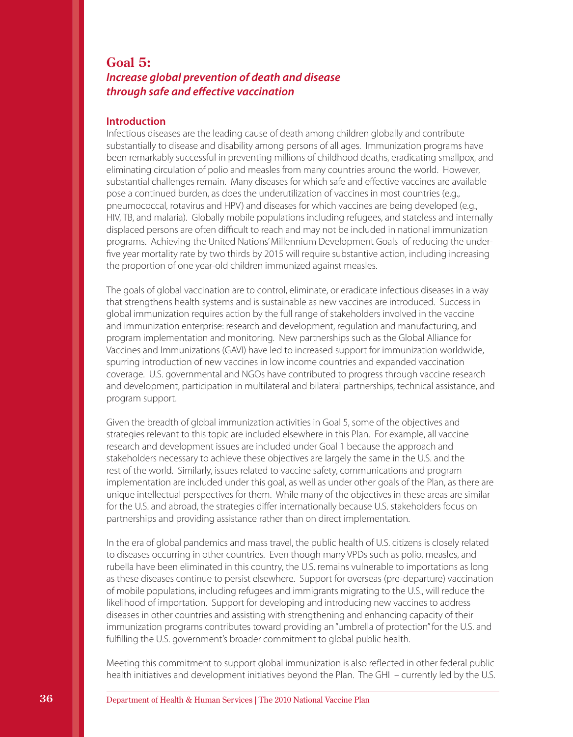# Goal 5:
## *Increase global prevention of death and disease through safe and effective vaccination*

### Introduction

Infectious diseases are the leading cause of death among children globally and contribute substantially to disease and disability among persons of all ages. Immunization programs have been remarkably successful in preventing millions of childhood deaths, eradicating smallpox, and eliminating circulation of polio and measles from many countries around the world. However, substantial challenges remain. Many diseases for which safe and effective vaccines are available pose a continued burden, as does the underutilization of vaccines in most countries (e.g., pneumococcal, rotavirus and HPV) and diseases for which vaccines are being developed (e.g., HIV, TB, and malaria). Globally mobile populations including refugees, and stateless and internally displaced persons are often difficult to reach and may not be included in national immunization programs. Achieving the United Nations' Millennium Development Goals of reducing the under-five year mortality rate by two thirds by 2015 will require substantive action, including increasing the proportion of one year-old children immunized against measles.

The goals of global vaccination are to control, eliminate, or eradicate infectious diseases in a way that strengthens health systems and is sustainable as new vaccines are introduced. Success in global immunization requires action by the full range of stakeholders involved in the vaccine and immunization enterprise: research and development, regulation and manufacturing, and program implementation and monitoring. New partnerships such as the Global Alliance for Vaccines and Immunizations (GAVI) have led to increased support for immunization worldwide, spurring introduction of new vaccines in low income countries and expanded vaccination coverage. U.S. governmental and NGOs have contributed to progress through vaccine research and development, participation in multilateral and bilateral partnerships, technical assistance, and program support.

Given the breadth of global immunization activities in Goal 5, some of the objectives and strategies relevant to this topic are included elsewhere in this Plan. For example, all vaccine research and development issues are included under Goal 1 because the approach and stakeholders necessary to achieve these objectives are largely the same in the U.S. and the rest of the world. Similarly, issues related to vaccine safety, communications and program implementation are included under this goal, as well as under other goals of the Plan, as there are unique intellectual perspectives for them. While many of the objectives in these areas are similar for the U.S. and abroad, the strategies differ internationally because U.S. stakeholders focus on partnerships and providing assistance rather than on direct implementation.

In the era of global pandemics and mass travel, the public health of U.S. citizens is closely related to diseases occurring in other countries. Even though many VPDs such as polio, measles, and rubella have been eliminated in this country, the U.S. remains vulnerable to importations as long as these diseases continue to persist elsewhere. Support for overseas (pre-departure) vaccination of mobile populations, including refugees and immigrants migrating to the U.S., will reduce the likelihood of importation. Support for developing and introducing new vaccines to address diseases in other countries and assisting with strengthening and enhancing capacity of their immunization programs contributes toward providing an "umbrella of protection" for the U.S. and fulfilling the U.S. government's broader commitment to global public health.

Meeting this commitment to support global immunization is also reflected in other federal public health initiatives and development initiatives beyond the Plan. The GHI – currently led by the U.S.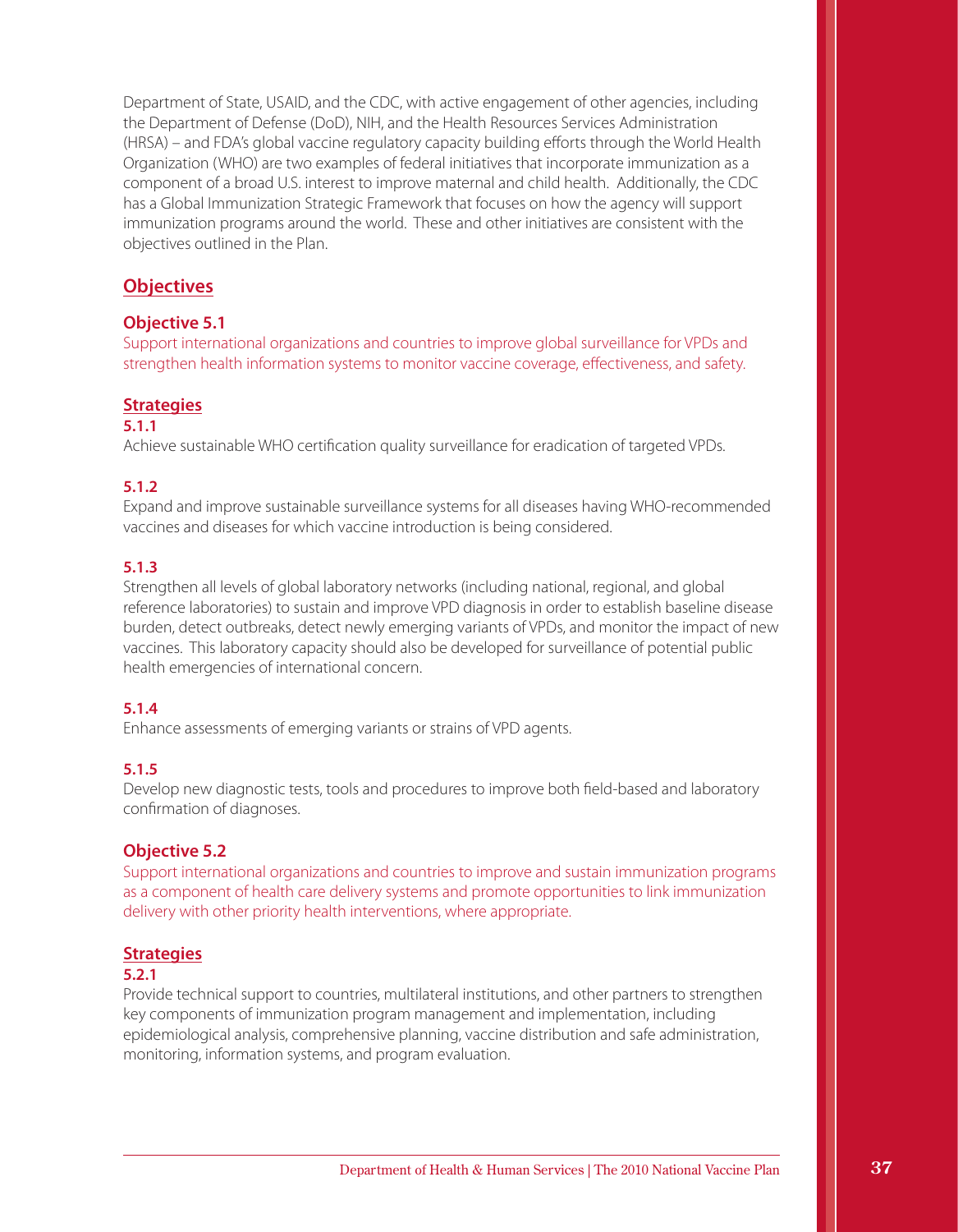Department of State, USAID, and the CDC, with active engagement of other agencies, including the Department of Defense (DoD), NIH, and the Health Resources Services Administration (HRSA) – and FDA's global vaccine regulatory capacity building efforts through the World Health Organization (WHO) are two examples of federal initiatives that incorporate immunization as a component of a broad U.S. interest to improve maternal and child health. Additionally, the CDC has a Global Immunization Strategic Framework that focuses on how the agency will support immunization programs around the world. These and other initiatives are consistent with the objectives outlined in the Plan.

## Objectives

### Objective 5.1

Support international organizations and countries to improve global surveillance for VPDs and strengthen health information systems to monitor vaccine coverage, effectiveness, and safety.

#### Strategies

**5.1.1**
Achieve sustainable WHO certification quality surveillance for eradication of targeted VPDs.

**5.1.2**
Expand and improve sustainable surveillance systems for all diseases having WHO-recommended vaccines and diseases for which vaccine introduction is being considered.

**5.1.3**
Strengthen all levels of global laboratory networks (including national, regional, and global reference laboratories) to sustain and improve VPD diagnosis in order to establish baseline disease burden, detect outbreaks, detect newly emerging variants of VPDs, and monitor the impact of new vaccines. This laboratory capacity should also be developed for surveillance of potential public health emergencies of international concern.

**5.1.4**
Enhance assessments of emerging variants or strains of VPD agents.

**5.1.5**
Develop new diagnostic tests, tools and procedures to improve both field-based and laboratory confirmation of diagnoses.

### Objective 5.2

Support international organizations and countries to improve and sustain immunization programs as a component of health care delivery systems and promote opportunities to link immunization delivery with other priority health interventions, where appropriate.

#### Strategies

**5.2.1**
Provide technical support to countries, multilateral institutions, and other partners to strengthen key components of immunization program management and implementation, including epidemiological analysis, comprehensive planning, vaccine distribution and safe administration, monitoring, information systems, and program evaluation.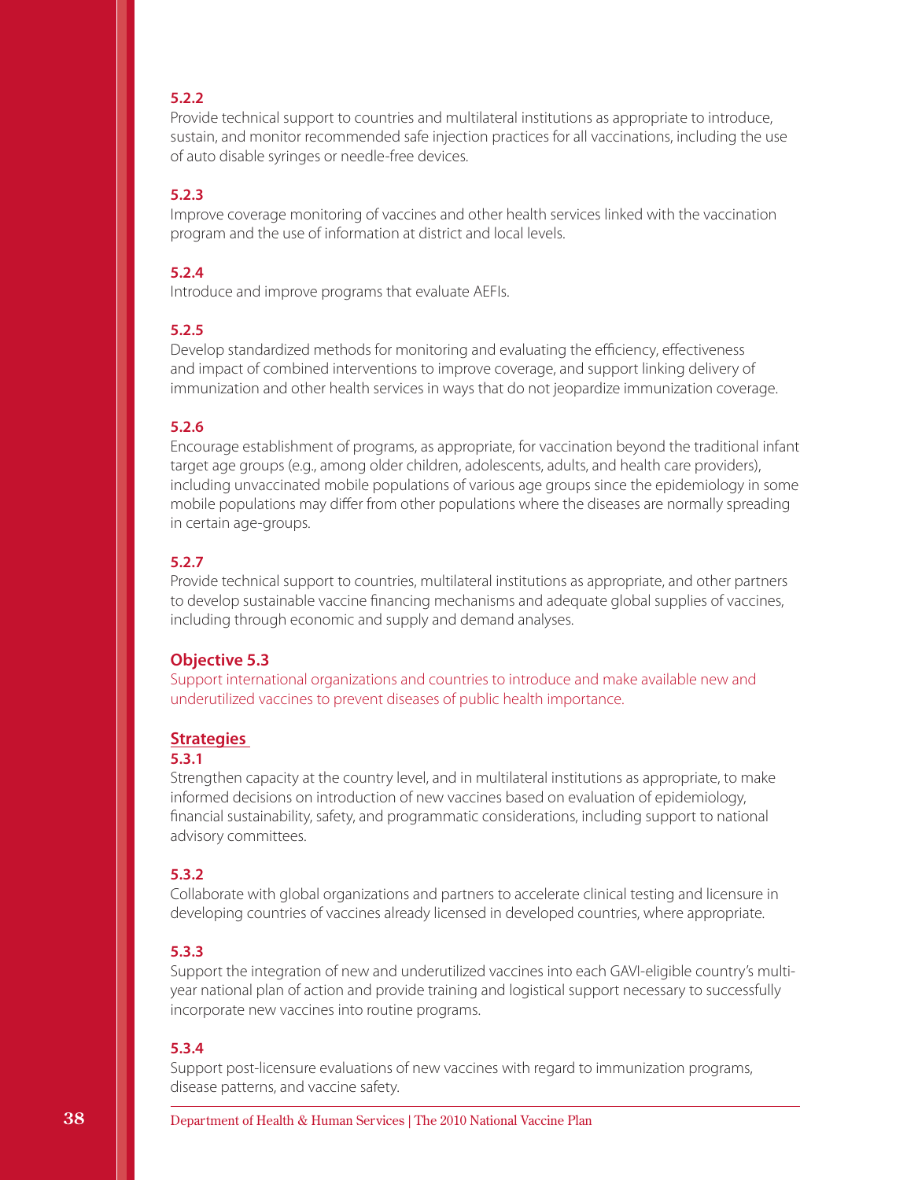**5.2.2**

Provide technical support to countries and multilateral institutions as appropriate to introduce, sustain, and monitor recommended safe injection practices for all vaccinations, including the use of auto disable syringes or needle-free devices.

**5.2.3**

Improve coverage monitoring of vaccines and other health services linked with the vaccination program and the use of information at district and local levels.

**5.2.4**

Introduce and improve programs that evaluate AEFIs.

**5.2.5**

Develop standardized methods for monitoring and evaluating the efficiency, effectiveness and impact of combined interventions to improve coverage, and support linking delivery of immunization and other health services in ways that do not jeopardize immunization coverage.

**5.2.6**

Encourage establishment of programs, as appropriate, for vaccination beyond the traditional infant target age groups (e.g., among older children, adolescents, adults, and health care providers), including unvaccinated mobile populations of various age groups since the epidemiology in some mobile populations may differ from other populations where the diseases are normally spreading in certain age-groups.

**5.2.7**

Provide technical support to countries, multilateral institutions as appropriate, and other partners to develop sustainable vaccine financing mechanisms and adequate global supplies of vaccines, including through economic and supply and demand analyses.

## Objective 5.3

Support international organizations and countries to introduce and make available new and underutilized vaccines to prevent diseases of public health importance.

### Strategies

**5.3.1**

Strengthen capacity at the country level, and in multilateral institutions as appropriate, to make informed decisions on introduction of new vaccines based on evaluation of epidemiology, financial sustainability, safety, and programmatic considerations, including support to national advisory committees.

**5.3.2**

Collaborate with global organizations and partners to accelerate clinical testing and licensure in developing countries of vaccines already licensed in developed countries, where appropriate.

**5.3.3**

Support the integration of new and underutilized vaccines into each GAVI-eligible country's multi-year national plan of action and provide training and logistical support necessary to successfully incorporate new vaccines into routine programs.

**5.3.4**

Support post-licensure evaluations of new vaccines with regard to immunization programs, disease patterns, and vaccine safety.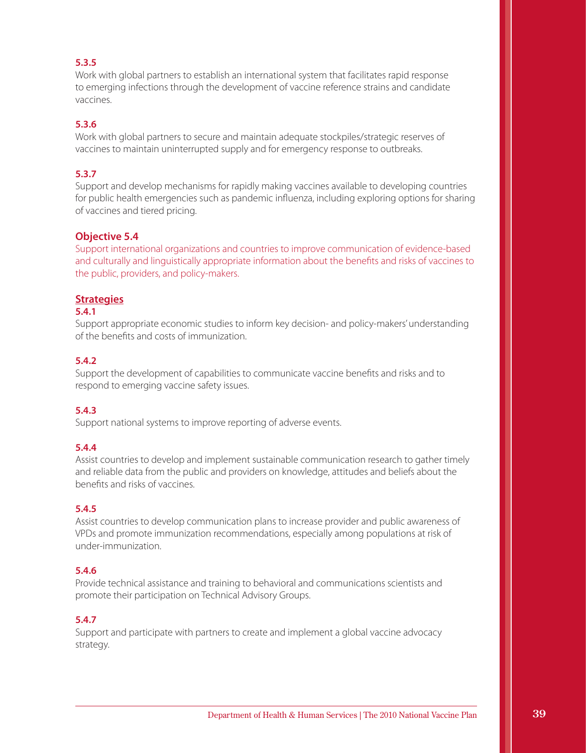**5.3.5**
Work with global partners to establish an international system that facilitates rapid response to emerging infections through the development of vaccine reference strains and candidate vaccines.

**5.3.6**
Work with global partners to secure and maintain adequate stockpiles/strategic reserves of vaccines to maintain uninterrupted supply and for emergency response to outbreaks.

**5.3.7**
Support and develop mechanisms for rapidly making vaccines available to developing countries for public health emergencies such as pandemic influenza, including exploring options for sharing of vaccines and tiered pricing.

### Objective 5.4

Support international organizations and countries to improve communication of evidence-based and culturally and linguistically appropriate information about the benefits and risks of vaccines to the public, providers, and policy-makers.

#### Strategies

**5.4.1**
Support appropriate economic studies to inform key decision- and policy-makers' understanding of the benefits and costs of immunization.

**5.4.2**
Support the development of capabilities to communicate vaccine benefits and risks and to respond to emerging vaccine safety issues.

**5.4.3**
Support national systems to improve reporting of adverse events.

**5.4.4**
Assist countries to develop and implement sustainable communication research to gather timely and reliable data from the public and providers on knowledge, attitudes and beliefs about the benefits and risks of vaccines.

**5.4.5**
Assist countries to develop communication plans to increase provider and public awareness of VPDs and promote immunization recommendations, especially among populations at risk of under-immunization.

**5.4.6**
Provide technical assistance and training to behavioral and communications scientists and promote their participation on Technical Advisory Groups.

**5.4.7**
Support and participate with partners to create and implement a global vaccine advocacy strategy.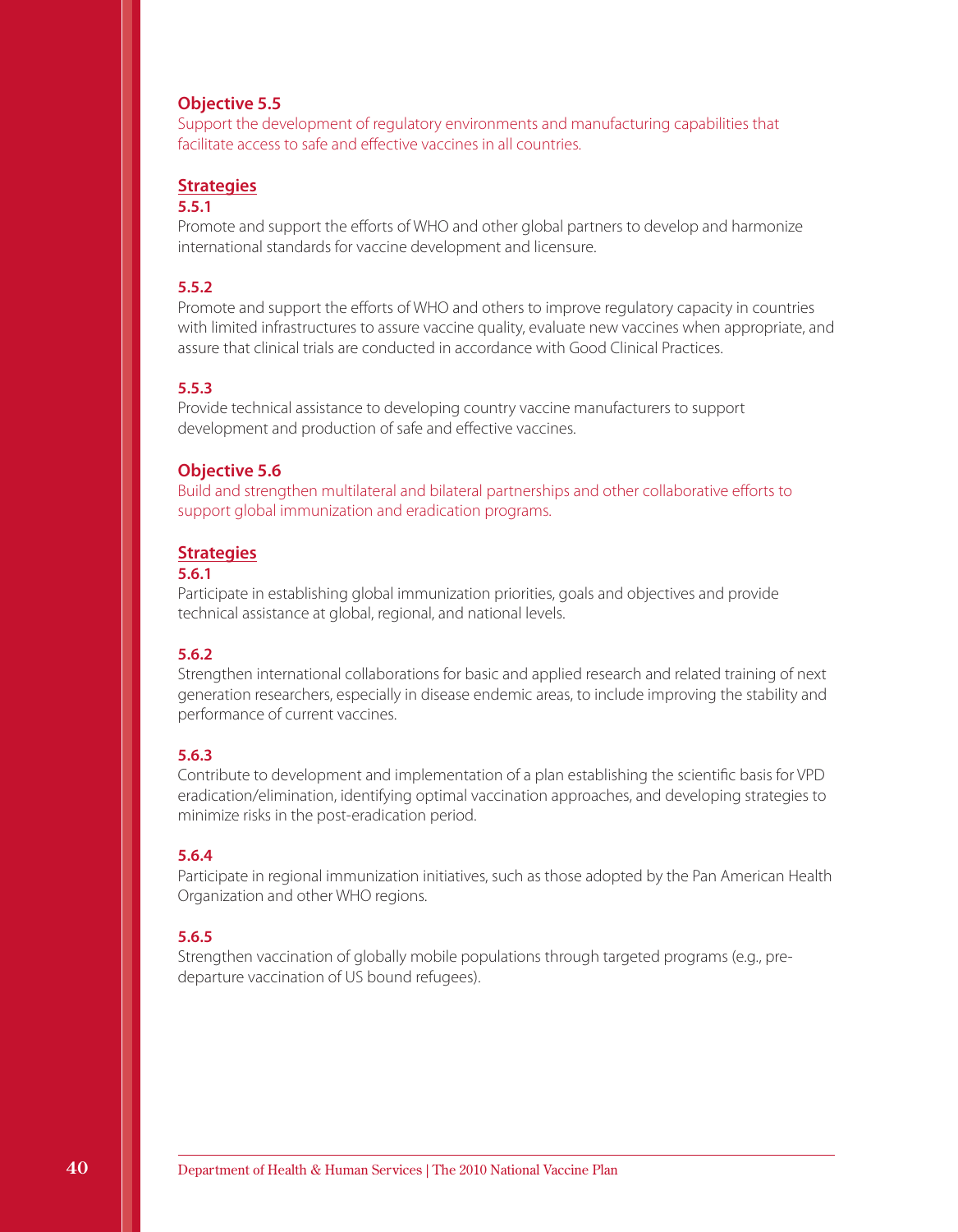### Objective 5.5

Support the development of regulatory environments and manufacturing capabilities that facilitate access to safe and effective vaccines in all countries.

#### Strategies

**5.5.1**

Promote and support the efforts of WHO and other global partners to develop and harmonize international standards for vaccine development and licensure.

**5.5.2**

Promote and support the efforts of WHO and others to improve regulatory capacity in countries with limited infrastructures to assure vaccine quality, evaluate new vaccines when appropriate, and assure that clinical trials are conducted in accordance with Good Clinical Practices.

**5.5.3**

Provide technical assistance to developing country vaccine manufacturers to support development and production of safe and effective vaccines.

### Objective 5.6

Build and strengthen multilateral and bilateral partnerships and other collaborative efforts to support global immunization and eradication programs.

#### Strategies

**5.6.1**

Participate in establishing global immunization priorities, goals and objectives and provide technical assistance at global, regional, and national levels.

**5.6.2**

Strengthen international collaborations for basic and applied research and related training of next generation researchers, especially in disease endemic areas, to include improving the stability and performance of current vaccines.

**5.6.3**

Contribute to development and implementation of a plan establishing the scientific basis for VPD eradication/elimination, identifying optimal vaccination approaches, and developing strategies to minimize risks in the post-eradication period.

**5.6.4**

Participate in regional immunization initiatives, such as those adopted by the Pan American Health Organization and other WHO regions.

**5.6.5**

Strengthen vaccination of globally mobile populations through targeted programs (e.g., pre-departure vaccination of US bound refugees).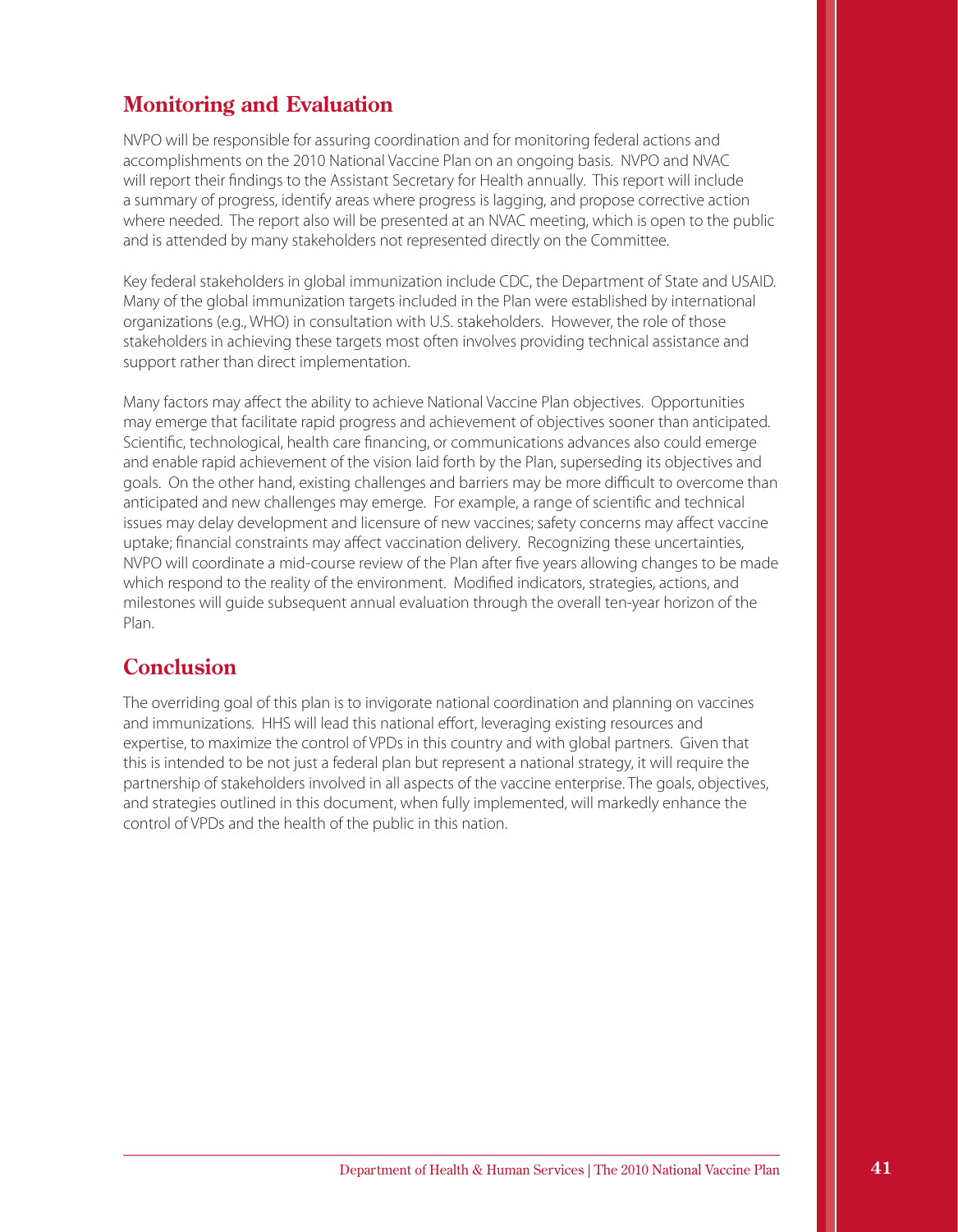## Monitoring and Evaluation

NVPO will be responsible for assuring coordination and for monitoring federal actions and accomplishments on the 2010 National Vaccine Plan on an ongoing basis. NVPO and NVAC will report their findings to the Assistant Secretary for Health annually. This report will include a summary of progress, identify areas where progress is lagging, and propose corrective action where needed. The report also will be presented at an NVAC meeting, which is open to the public and is attended by many stakeholders not represented directly on the Committee.

Key federal stakeholders in global immunization include CDC, the Department of State and USAID. Many of the global immunization targets included in the Plan were established by international organizations (e.g., WHO) in consultation with U.S. stakeholders. However, the role of those stakeholders in achieving these targets most often involves providing technical assistance and support rather than direct implementation.

Many factors may affect the ability to achieve National Vaccine Plan objectives. Opportunities may emerge that facilitate rapid progress and achievement of objectives sooner than anticipated. Scientific, technological, health care financing, or communications advances also could emerge and enable rapid achievement of the vision laid forth by the Plan, superseding its objectives and goals. On the other hand, existing challenges and barriers may be more difficult to overcome than anticipated and new challenges may emerge. For example, a range of scientific and technical issues may delay development and licensure of new vaccines; safety concerns may affect vaccine uptake; financial constraints may affect vaccination delivery. Recognizing these uncertainties, NVPO will coordinate a mid-course review of the Plan after five years allowing changes to be made which respond to the reality of the environment. Modified indicators, strategies, actions, and milestones will guide subsequent annual evaluation through the overall ten-year horizon of the Plan.

## Conclusion

The overriding goal of this plan is to invigorate national coordination and planning on vaccines and immunizations. HHS will lead this national effort, leveraging existing resources and expertise, to maximize the control of VPDs in this country and with global partners. Given that this is intended to be not just a federal plan but represent a national strategy, it will require the partnership of stakeholders involved in all aspects of the vaccine enterprise. The goals, objectives, and strategies outlined in this document, when fully implemented, will markedly enhance the control of VPDs and the health of the public in this nation.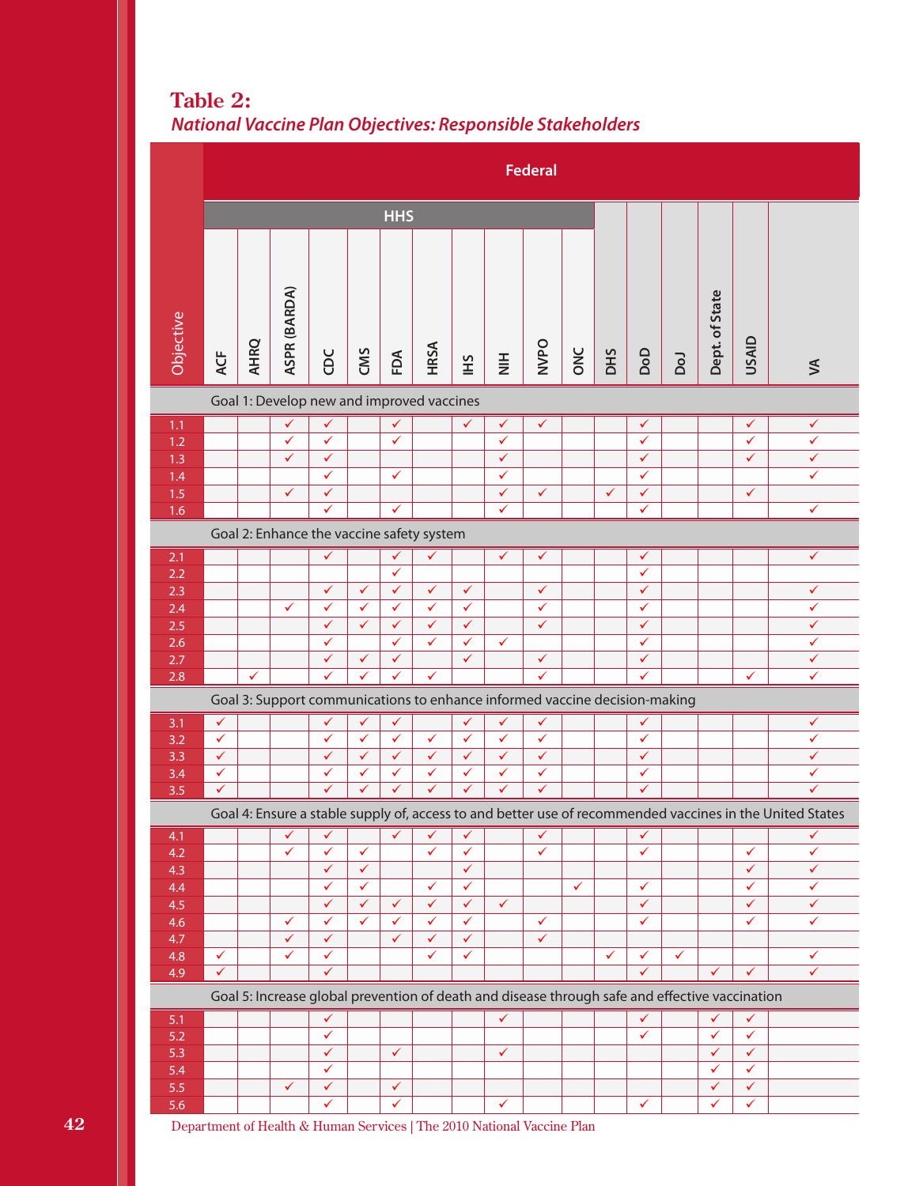# Table 2:
*National Vaccine Plan Objectives: Responsible Stakeholders*

| Objective | Federal | | | | | | | | | | | | | | | | |
|---|---|---|---|---|---|---|---|---|---|---|---|---|---|---|---|---|---|
| | HHS | | | | | | | | | | | | | | | | |
| | ACF | AHRQ | ASPR (BARDA) | CDC | CMS | FDA | HRSA | IHS | NIH | NVPO | ONC | DHS | DoD | DoJ | Dept. of State | USAID | VA |
| **Goal 1: Develop new and improved vaccines** | | | | | | | | | | | | | | | | | |
| 1.1 | | | ✓ | ✓ | | ✓ | | ✓ | ✓ | ✓ | | | ✓ | | | ✓ | ✓ |
| 1.2 | | | ✓ | ✓ | | ✓ | | | ✓ | | | | ✓ | | | ✓ | ✓ |
| 1.3 | | | ✓ | ✓ | | | | | ✓ | | | | ✓ | | | ✓ | ✓ |
| 1.4 | | | | ✓ | | ✓ | | | ✓ | | | | ✓ | | | | ✓ |
| 1.5 | | | ✓ | ✓ | | | | | ✓ | ✓ | | ✓ | ✓ | | | ✓ | |
| 1.6 | | | | ✓ | | ✓ | | | ✓ | | | | ✓ | | | | ✓ |
| **Goal 2: Enhance the vaccine safety system** | | | | | | | | | | | | | | | | | |
| 2.1 | | | | ✓ | | ✓ | ✓ | | ✓ | ✓ | | | ✓ | | | | ✓ |
| 2.2 | | | | | | ✓ | | | | | | | ✓ | | | | |
| 2.3 | | | | ✓ | ✓ | ✓ | ✓ | ✓ | | ✓ | | | ✓ | | | | ✓ |
| 2.4 | | | ✓ | ✓ | ✓ | ✓ | ✓ | ✓ | | ✓ | | | ✓ | | | | ✓ |
| 2.5 | | | | ✓ | ✓ | ✓ | ✓ | ✓ | | ✓ | | | ✓ | | | | ✓ |
| 2.6 | | | | ✓ | | ✓ | ✓ | ✓ | ✓ | | | | ✓ | | | | ✓ |
| 2.7 | | | | ✓ | ✓ | ✓ | | ✓ | | ✓ | | | ✓ | | | | ✓ |
| 2.8 | | ✓ | | ✓ | ✓ | ✓ | ✓ | | | ✓ | | | ✓ | | | ✓ | ✓ |
| **Goal 3: Support communications to enhance informed vaccine decision-making** | | | | | | | | | | | | | | | | | |
| 3.1 | ✓ | | | ✓ | ✓ | ✓ | | ✓ | ✓ | ✓ | | | ✓ | | | | ✓ |
| 3.2 | ✓ | | | ✓ | ✓ | ✓ | ✓ | ✓ | ✓ | ✓ | | | ✓ | | | | ✓ |
| 3.3 | ✓ | | | ✓ | ✓ | ✓ | ✓ | ✓ | ✓ | ✓ | | | ✓ | | | | ✓ |
| 3.4 | ✓ | | | ✓ | ✓ | ✓ | ✓ | ✓ | ✓ | ✓ | | | ✓ | | | | ✓ |
| 3.5 | ✓ | | | ✓ | ✓ | ✓ | ✓ | ✓ | ✓ | ✓ | | | ✓ | | | | ✓ |
| **Goal 4: Ensure a stable supply of, access to and better use of recommended vaccines in the United States** | | | | | | | | | | | | | | | | | |
| 4.1 | | | ✓ | ✓ | | ✓ | ✓ | ✓ | | ✓ | | | ✓ | | | | ✓ |
| 4.2 | | | ✓ | ✓ | ✓ | | ✓ | ✓ | | ✓ | | | ✓ | | | ✓ | ✓ |
| 4.3 | | | | ✓ | ✓ | | | ✓ | | | | | | | | ✓ | ✓ |
| 4.4 | | | | ✓ | ✓ | | ✓ | ✓ | | | ✓ | | ✓ | | | ✓ | ✓ |
| 4.5 | | | | ✓ | ✓ | ✓ | ✓ | ✓ | ✓ | | | | ✓ | | | ✓ | ✓ |
| 4.6 | | | ✓ | ✓ | ✓ | ✓ | ✓ | ✓ | | ✓ | | | ✓ | | | ✓ | ✓ |
| 4.7 | | | ✓ | ✓ | | ✓ | ✓ | ✓ | | ✓ | | | | | | | |
| 4.8 | ✓ | | ✓ | ✓ | | | ✓ | ✓ | | | | ✓ | ✓ | ✓ | | | ✓ |
| 4.9 | ✓ | | | ✓ | | | | | | | | | ✓ | | ✓ | ✓ | ✓ |
| **Goal 5: Increase global prevention of death and disease through safe and effective vaccination** | | | | | | | | | | | | | | | | | |
| 5.1 | | | | ✓ | | | | | ✓ | | | | ✓ | | ✓ | ✓ | |
| 5.2 | | | | ✓ | | | | | | | | | ✓ | | ✓ | ✓ | |
| 5.3 | | | | ✓ | | ✓ | | | ✓ | | | | | | ✓ | ✓ | |
| 5.4 | | | | ✓ | | | | | | | | | | | ✓ | ✓ | |
| 5.5 | | | ✓ | ✓ | | ✓ | | | | | | | | | ✓ | ✓ | |
| 5.6 | | | | ✓ | | ✓ | | | ✓ | | | | ✓ | | ✓ | ✓ | |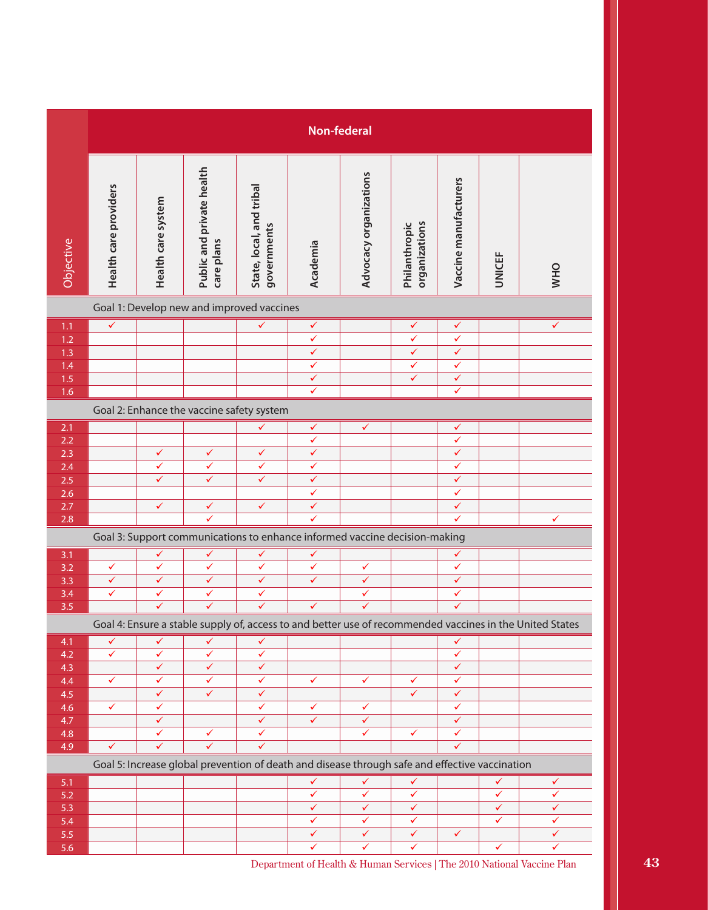| Objective | Non-federal | | | | | | | | | |
|---|---|---|---|---|---|---|---|---|---|---|
| | Health care providers | Health care system | Public and private health care plans | State, local, and tribal governments | Academia | Advocacy organizations | Philanthropic organizations | Vaccine manufacturers | UNICEF | WHO |
| **Goal 1: Develop new and improved vaccines** | | | | | | | | | | |
| 1.1 | ✓ | | | ✓ | ✓ | | ✓ | ✓ | | ✓ |
| 1.2 | | | | | ✓ | | ✓ | ✓ | | |
| 1.3 | | | | | ✓ | | ✓ | ✓ | | |
| 1.4 | | | | | ✓ | | ✓ | ✓ | | |
| 1.5 | | | | | ✓ | | ✓ | ✓ | | |
| 1.6 | | | | | ✓ | | | ✓ | | |
| **Goal 2: Enhance the vaccine safety system** | | | | | | | | | | |
| 2.1 | | | | ✓ | ✓ | ✓ | | ✓ | | |
| 2.2 | | | | | ✓ | | | ✓ | | |
| 2.3 | | ✓ | ✓ | ✓ | ✓ | | | ✓ | | |
| 2.4 | | ✓ | ✓ | ✓ | ✓ | | | ✓ | | |
| 2.5 | | ✓ | ✓ | ✓ | ✓ | | | ✓ | | |
| 2.6 | | | | | ✓ | | | ✓ | | |
| 2.7 | | ✓ | ✓ | ✓ | ✓ | | | ✓ | | |
| 2.8 | | | ✓ | | ✓ | | | ✓ | | ✓ |
| **Goal 3: Support communications to enhance informed vaccine decision-making** | | | | | | | | | | |
| 3.1 | | ✓ | ✓ | ✓ | ✓ | | | ✓ | | |
| 3.2 | ✓ | ✓ | ✓ | ✓ | ✓ | ✓ | | ✓ | | |
| 3.3 | ✓ | ✓ | ✓ | ✓ | ✓ | ✓ | | ✓ | | |
| 3.4 | ✓ | ✓ | ✓ | ✓ | | ✓ | | ✓ | | |
| 3.5 | | ✓ | ✓ | ✓ | ✓ | ✓ | | ✓ | | |
| **Goal 4: Ensure a stable supply of, access to and better use of recommended vaccines in the United States** | | | | | | | | | | |
| 4.1 | ✓ | ✓ | ✓ | ✓ | | | | ✓ | | |
| 4.2 | ✓ | ✓ | ✓ | ✓ | | | | ✓ | | |
| 4.3 | | ✓ | ✓ | ✓ | | | | ✓ | | |
| 4.4 | ✓ | ✓ | ✓ | ✓ | ✓ | ✓ | ✓ | ✓ | | |
| 4.5 | | ✓ | ✓ | ✓ | | | ✓ | ✓ | | |
| 4.6 | ✓ | ✓ | | ✓ | ✓ | ✓ | | ✓ | | |
| 4.7 | | ✓ | | ✓ | ✓ | ✓ | | ✓ | | |
| 4.8 | | ✓ | ✓ | ✓ | | ✓ | ✓ | ✓ | | |
| 4.9 | ✓ | ✓ | ✓ | ✓ | | | | ✓ | | |
| **Goal 5: Increase global prevention of death and disease through safe and effective vaccination** | | | | | | | | | | |
| 5.1 | | | | | ✓ | ✓ | ✓ | | ✓ | ✓ |
| 5.2 | | | | | ✓ | ✓ | ✓ | | ✓ | ✓ |
| 5.3 | | | | | ✓ | ✓ | ✓ | | ✓ | ✓ |
| 5.4 | | | | | ✓ | ✓ | ✓ | | ✓ | ✓ |
| 5.5 | | | | | ✓ | ✓ | ✓ | ✓ | | ✓ |
| 5.6 | | | | | ✓ | ✓ | ✓ | | ✓ | ✓ |